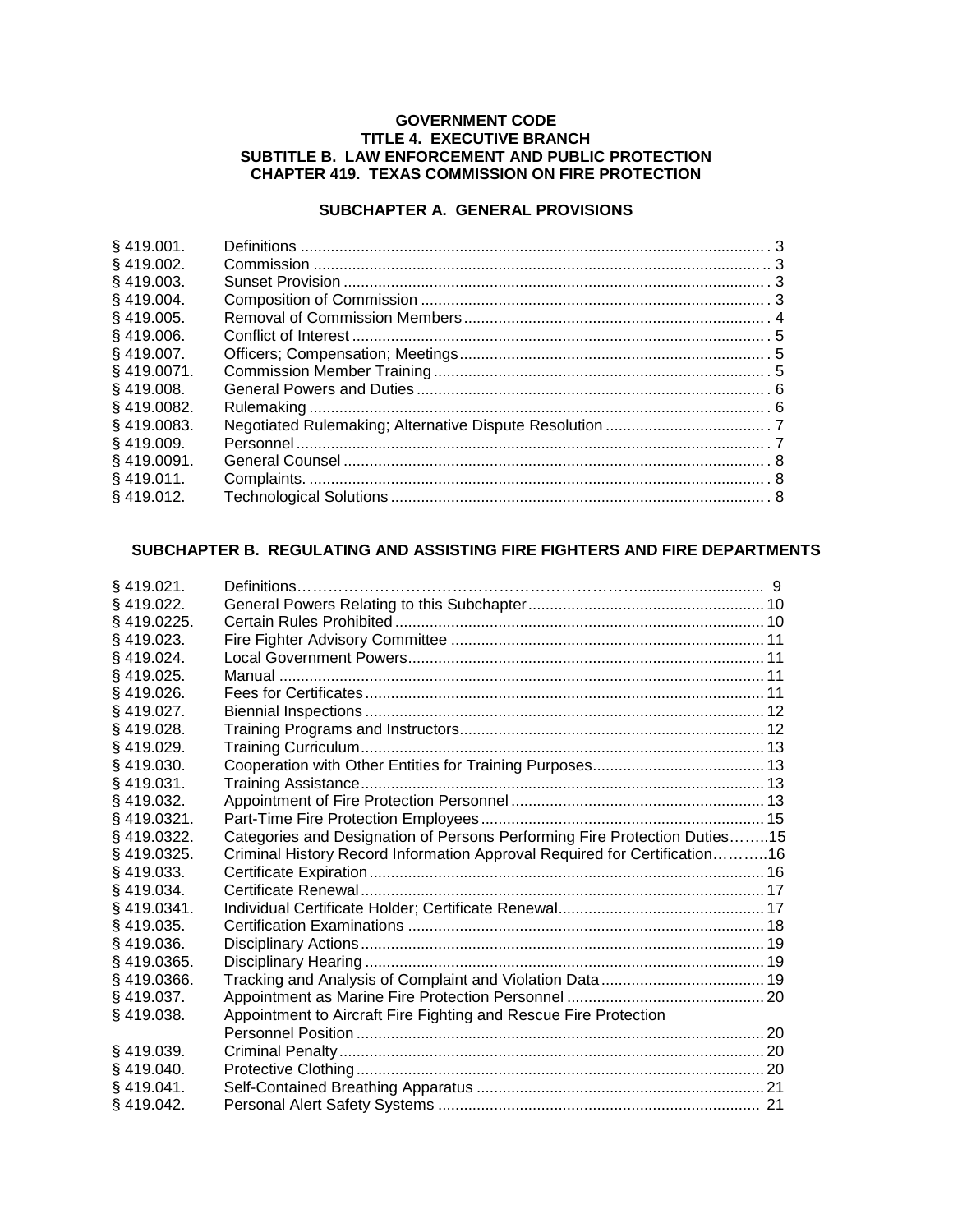**GOVERNMENT CODE**
**TITLE 4. EXECUTIVE BRANCH**
**SUBTITLE B. LAW ENFORCEMENT AND PUBLIC PROTECTION**
**CHAPTER 419. TEXAS COMMISSION ON FIRE PROTECTION**

## SUBCHAPTER A. GENERAL PROVISIONS

| | | |
|---|---|---|
| § 419.001. | Definitions | 3 |
| § 419.002. | Commission | 3 |
| § 419.003. | Sunset Provision | 3 |
| § 419.004. | Composition of Commission | 3 |
| § 419.005. | Removal of Commission Members | 4 |
| § 419.006. | Conflict of Interest | 5 |
| § 419.007. | Officers; Compensation; Meetings | 5 |
| § 419.0071. | Commission Member Training | 5 |
| § 419.008. | General Powers and Duties | 6 |
| § 419.0082. | Rulemaking | 6 |
| § 419.0083. | Negotiated Rulemaking; Alternative Dispute Resolution | 7 |
| § 419.009. | Personnel | 7 |
| § 419.0091. | General Counsel | 8 |
| § 419.011. | Complaints. | 8 |
| § 419.012. | Technological Solutions | 8 |

## SUBCHAPTER B. REGULATING AND ASSISTING FIRE FIGHTERS AND FIRE DEPARTMENTS

| | | |
|---|---|---|
| § 419.021. | Definitions | 9 |
| § 419.022. | General Powers Relating to this Subchapter | 10 |
| § 419.0225. | Certain Rules Prohibited | 10 |
| § 419.023. | Fire Fighter Advisory Committee | 11 |
| § 419.024. | Local Government Powers | 11 |
| § 419.025. | Manual | 11 |
| § 419.026. | Fees for Certificates | 11 |
| § 419.027. | Biennial Inspections | 12 |
| § 419.028. | Training Programs and Instructors | 12 |
| § 419.029. | Training Curriculum | 13 |
| § 419.030. | Cooperation with Other Entities for Training Purposes | 13 |
| § 419.031. | Training Assistance | 13 |
| § 419.032. | Appointment of Fire Protection Personnel | 13 |
| § 419.0321. | Part-Time Fire Protection Employees | 15 |
| § 419.0322. | Categories and Designation of Persons Performing Fire Protection Duties | 15 |
| § 419.0325. | Criminal History Record Information Approval Required for Certification | 16 |
| § 419.033. | Certificate Expiration | 16 |
| § 419.034. | Certificate Renewal | 17 |
| § 419.0341. | Individual Certificate Holder; Certificate Renewal | 17 |
| § 419.035. | Certification Examinations | 18 |
| § 419.036. | Disciplinary Actions | 19 |
| § 419.0365. | Disciplinary Hearing | 19 |
| § 419.0366. | Tracking and Analysis of Complaint and Violation Data | 19 |
| § 419.037. | Appointment as Marine Fire Protection Personnel | 20 |
| § 419.038. | Appointment to Aircraft Fire Fighting and Rescue Fire Protection Personnel Position | 20 |
| § 419.039. | Criminal Penalty | 20 |
| § 419.040. | Protective Clothing | 20 |
| § 419.041. | Self-Contained Breathing Apparatus | 21 |
| § 419.042. | Personal Alert Safety Systems | 21 |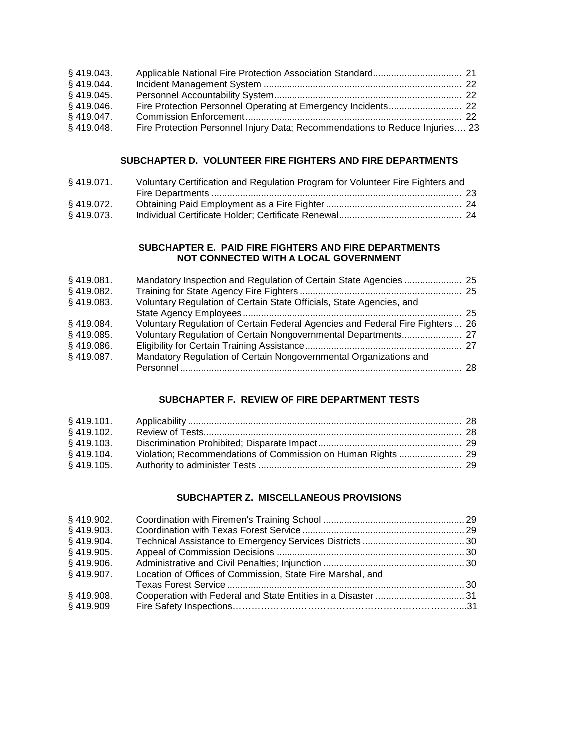| | | |
|---|---|---|
| § 419.043. | Applicable National Fire Protection Association Standard | 21 |
| § 419.044. | Incident Management System | 22 |
| § 419.045. | Personnel Accountability System | 22 |
| § 419.046. | Fire Protection Personnel Operating at Emergency Incidents | 22 |
| § 419.047. | Commission Enforcement | 22 |
| § 419.048. | Fire Protection Personnel Injury Data; Recommendations to Reduce Injuries | 23 |

### SUBCHAPTER D. VOLUNTEER FIRE FIGHTERS AND FIRE DEPARTMENTS

| | | |
|---|---|---|
| § 419.071. | Voluntary Certification and Regulation Program for Volunteer Fire Fighters and Fire Departments | 23 |
| § 419.072. | Obtaining Paid Employment as a Fire Fighter | 24 |
| § 419.073. | Individual Certificate Holder; Certificate Renewal | 24 |

### SUBCHAPTER E. PAID FIRE FIGHTERS AND FIRE DEPARTMENTS NOT CONNECTED WITH A LOCAL GOVERNMENT

| | | |
|---|---|---|
| § 419.081. | Mandatory Inspection and Regulation of Certain State Agencies | 25 |
| § 419.082. | Training for State Agency Fire Fighters | 25 |
| § 419.083. | Voluntary Regulation of Certain State Officials, State Agencies, and State Agency Employees | 25 |
| § 419.084. | Voluntary Regulation of Certain Federal Agencies and Federal Fire Fighters | 26 |
| § 419.085. | Voluntary Regulation of Certain Nongovernmental Departments | 27 |
| § 419.086. | Eligibility for Certain Training Assistance | 27 |
| § 419.087. | Mandatory Regulation of Certain Nongovernmental Organizations and Personnel | 28 |

### SUBCHAPTER F. REVIEW OF FIRE DEPARTMENT TESTS

| | | |
|---|---|---|
| § 419.101. | Applicability | 28 |
| § 419.102. | Review of Tests | 28 |
| § 419.103. | Discrimination Prohibited; Disparate Impact | 29 |
| § 419.104. | Violation; Recommendations of Commission on Human Rights | 29 |
| § 419.105. | Authority to administer Tests | 29 |

### SUBCHAPTER Z. MISCELLANEOUS PROVISIONS

| | | |
|---|---|---|
| § 419.902. | Coordination with Firemen's Training School | 29 |
| § 419.903. | Coordination with Texas Forest Service | 29 |
| § 419.904. | Technical Assistance to Emergency Services Districts | 30 |
| § 419.905. | Appeal of Commission Decisions | 30 |
| § 419.906. | Administrative and Civil Penalties; Injunction | 30 |
| § 419.907. | Location of Offices of Commission, State Fire Marshal, and Texas Forest Service | 30 |
| § 419.908. | Cooperation with Federal and State Entities in a Disaster | 31 |
| § 419.909 | Fire Safety Inspections | 31 |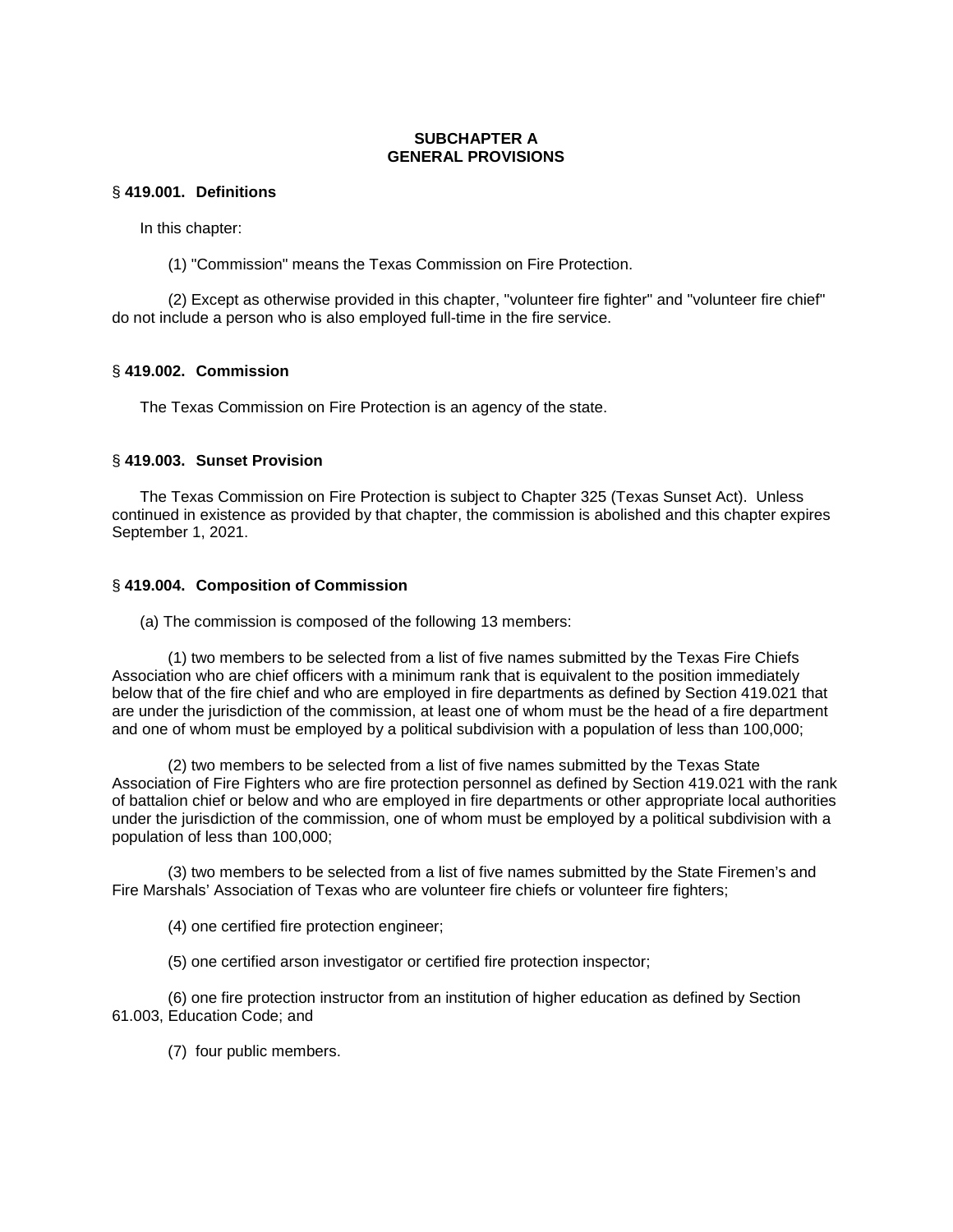## SUBCHAPTER A
## GENERAL PROVISIONS

### § **419.001. Definitions**

In this chapter:

(1) "Commission" means the Texas Commission on Fire Protection.

(2) Except as otherwise provided in this chapter, "volunteer fire fighter" and "volunteer fire chief" do not include a person who is also employed full-time in the fire service.

### § **419.002. Commission**

The Texas Commission on Fire Protection is an agency of the state.

### § **419.003. Sunset Provision**

The Texas Commission on Fire Protection is subject to Chapter 325 (Texas Sunset Act). Unless continued in existence as provided by that chapter, the commission is abolished and this chapter expires September 1, 2021.

### § **419.004. Composition of Commission**

(a) The commission is composed of the following 13 members:

(1) two members to be selected from a list of five names submitted by the Texas Fire Chiefs Association who are chief officers with a minimum rank that is equivalent to the position immediately below that of the fire chief and who are employed in fire departments as defined by Section 419.021 that are under the jurisdiction of the commission, at least one of whom must be the head of a fire department and one of whom must be employed by a political subdivision with a population of less than 100,000;

(2) two members to be selected from a list of five names submitted by the Texas State Association of Fire Fighters who are fire protection personnel as defined by Section 419.021 with the rank of battalion chief or below and who are employed in fire departments or other appropriate local authorities under the jurisdiction of the commission, one of whom must be employed by a political subdivision with a population of less than 100,000;

(3) two members to be selected from a list of five names submitted by the State Firemen's and Fire Marshals' Association of Texas who are volunteer fire chiefs or volunteer fire fighters;

(4) one certified fire protection engineer;

(5) one certified arson investigator or certified fire protection inspector;

(6) one fire protection instructor from an institution of higher education as defined by Section 61.003, Education Code; and

(7) four public members.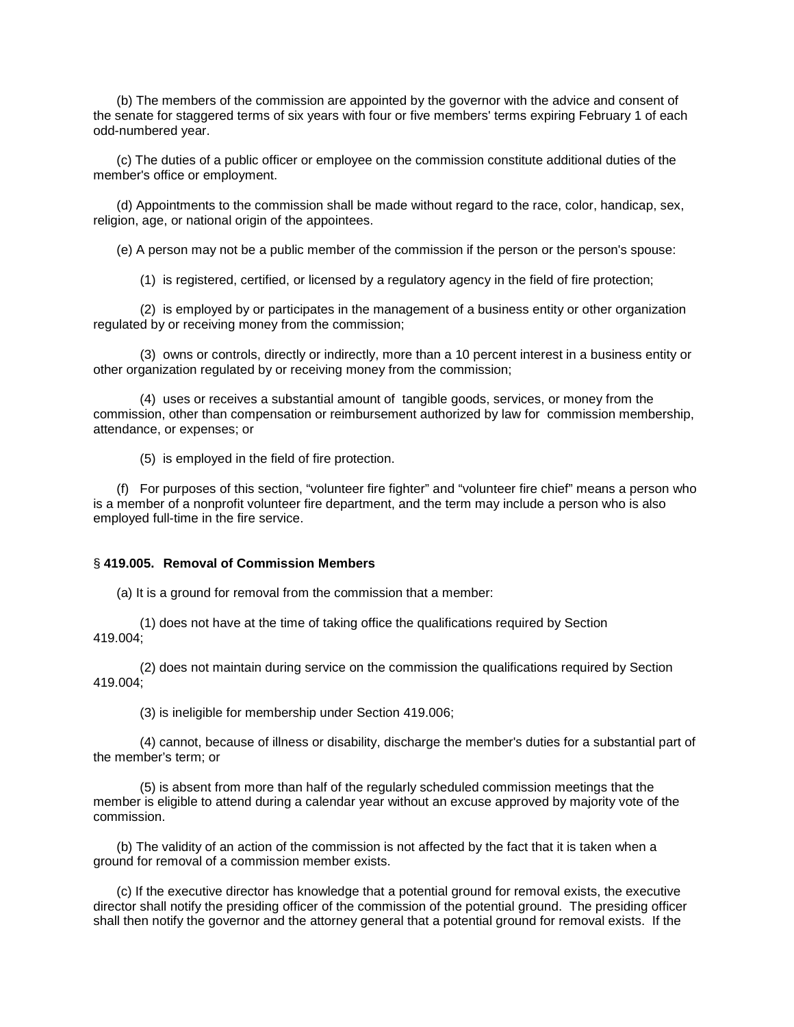(b) The members of the commission are appointed by the governor with the advice and consent of the senate for staggered terms of six years with four or five members' terms expiring February 1 of each odd-numbered year.

(c) The duties of a public officer or employee on the commission constitute additional duties of the member's office or employment.

(d) Appointments to the commission shall be made without regard to the race, color, handicap, sex, religion, age, or national origin of the appointees.

(e) A person may not be a public member of the commission if the person or the person's spouse:

(1) is registered, certified, or licensed by a regulatory agency in the field of fire protection;

(2) is employed by or participates in the management of a business entity or other organization regulated by or receiving money from the commission;

(3) owns or controls, directly or indirectly, more than a 10 percent interest in a business entity or other organization regulated by or receiving money from the commission;

(4) uses or receives a substantial amount of tangible goods, services, or money from the commission, other than compensation or reimbursement authorized by law for commission membership, attendance, or expenses; or

(5) is employed in the field of fire protection.

(f) For purposes of this section, "volunteer fire fighter" and "volunteer fire chief" means a person who is a member of a nonprofit volunteer fire department, and the term may include a person who is also employed full-time in the fire service.

### § 419.005. Removal of Commission Members

(a) It is a ground for removal from the commission that a member:

(1) does not have at the time of taking office the qualifications required by Section 419.004;

(2) does not maintain during service on the commission the qualifications required by Section 419.004;

(3) is ineligible for membership under Section 419.006;

(4) cannot, because of illness or disability, discharge the member's duties for a substantial part of the member's term; or

(5) is absent from more than half of the regularly scheduled commission meetings that the member is eligible to attend during a calendar year without an excuse approved by majority vote of the commission.

(b) The validity of an action of the commission is not affected by the fact that it is taken when a ground for removal of a commission member exists.

(c) If the executive director has knowledge that a potential ground for removal exists, the executive director shall notify the presiding officer of the commission of the potential ground. The presiding officer shall then notify the governor and the attorney general that a potential ground for removal exists. If the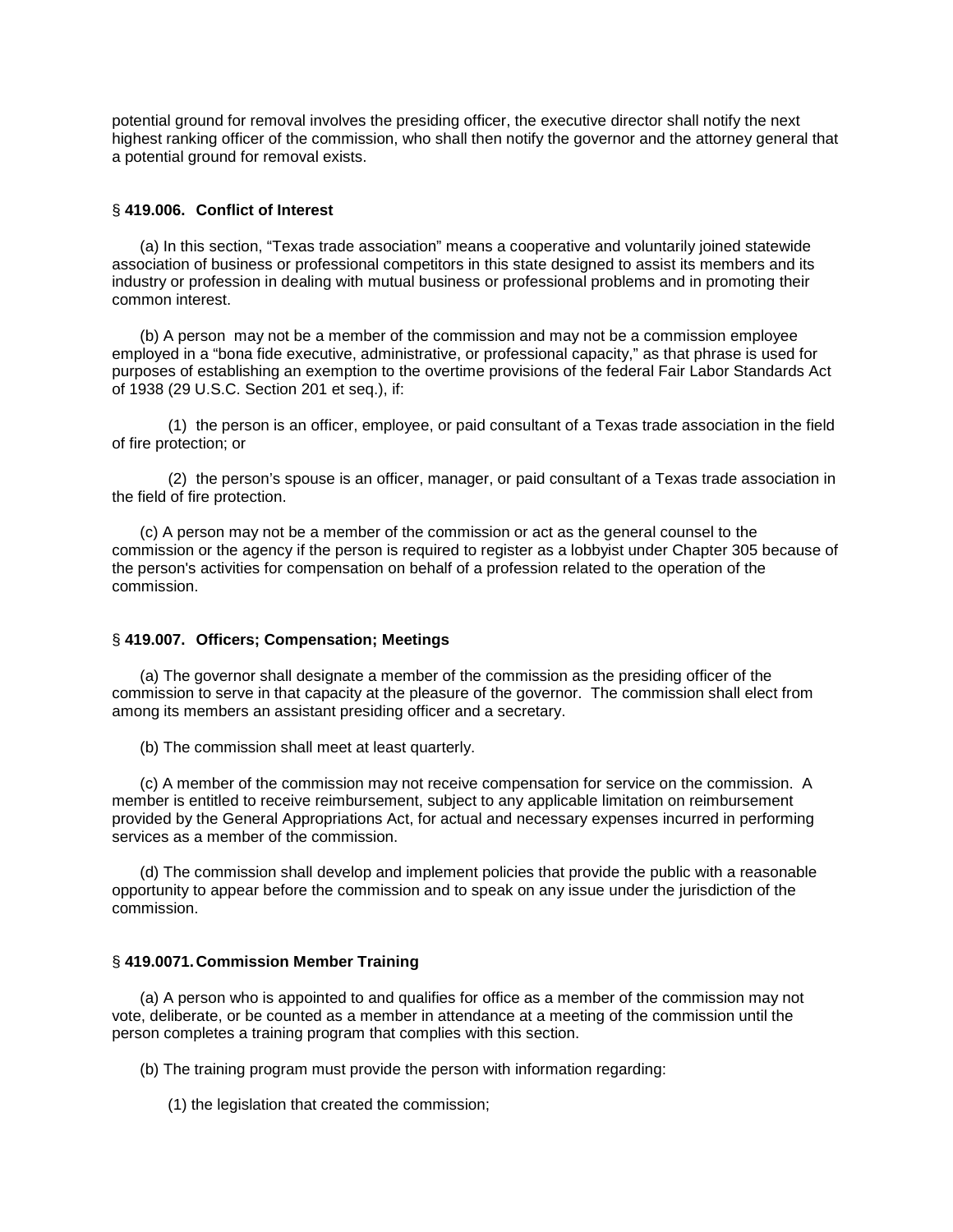potential ground for removal involves the presiding officer, the executive director shall notify the next highest ranking officer of the commission, who shall then notify the governor and the attorney general that a potential ground for removal exists.

### § **419.006. Conflict of Interest**

(a) In this section, "Texas trade association" means a cooperative and voluntarily joined statewide association of business or professional competitors in this state designed to assist its members and its industry or profession in dealing with mutual business or professional problems and in promoting their common interest.

(b) A person may not be a member of the commission and may not be a commission employee employed in a "bona fide executive, administrative, or professional capacity," as that phrase is used for purposes of establishing an exemption to the overtime provisions of the federal Fair Labor Standards Act of 1938 (29 U.S.C. Section 201 et seq.), if:

(1) the person is an officer, employee, or paid consultant of a Texas trade association in the field of fire protection; or

(2) the person's spouse is an officer, manager, or paid consultant of a Texas trade association in the field of fire protection.

(c) A person may not be a member of the commission or act as the general counsel to the commission or the agency if the person is required to register as a lobbyist under Chapter 305 because of the person's activities for compensation on behalf of a profession related to the operation of the commission.

### § **419.007. Officers; Compensation; Meetings**

(a) The governor shall designate a member of the commission as the presiding officer of the commission to serve in that capacity at the pleasure of the governor. The commission shall elect from among its members an assistant presiding officer and a secretary.

(b) The commission shall meet at least quarterly.

(c) A member of the commission may not receive compensation for service on the commission. A member is entitled to receive reimbursement, subject to any applicable limitation on reimbursement provided by the General Appropriations Act, for actual and necessary expenses incurred in performing services as a member of the commission.

(d) The commission shall develop and implement policies that provide the public with a reasonable opportunity to appear before the commission and to speak on any issue under the jurisdiction of the commission.

### § **419.0071. Commission Member Training**

(a) A person who is appointed to and qualifies for office as a member of the commission may not vote, deliberate, or be counted as a member in attendance at a meeting of the commission until the person completes a training program that complies with this section.

(b) The training program must provide the person with information regarding:

(1) the legislation that created the commission;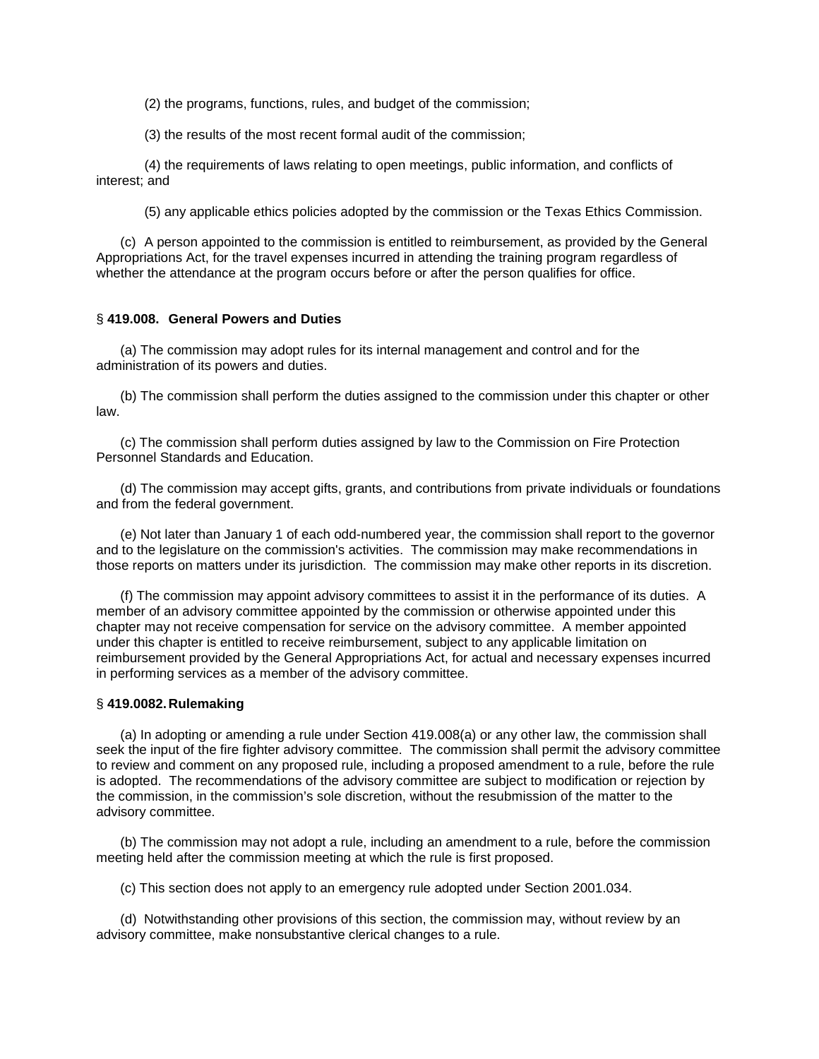(2) the programs, functions, rules, and budget of the commission;

(3) the results of the most recent formal audit of the commission;

(4) the requirements of laws relating to open meetings, public information, and conflicts of interest; and

(5) any applicable ethics policies adopted by the commission or the Texas Ethics Commission.

(c) A person appointed to the commission is entitled to reimbursement, as provided by the General Appropriations Act, for the travel expenses incurred in attending the training program regardless of whether the attendance at the program occurs before or after the person qualifies for office.

### § **419.008. General Powers and Duties**

(a) The commission may adopt rules for its internal management and control and for the administration of its powers and duties.

(b) The commission shall perform the duties assigned to the commission under this chapter or other law.

(c) The commission shall perform duties assigned by law to the Commission on Fire Protection Personnel Standards and Education.

(d) The commission may accept gifts, grants, and contributions from private individuals or foundations and from the federal government.

(e) Not later than January 1 of each odd-numbered year, the commission shall report to the governor and to the legislature on the commission's activities. The commission may make recommendations in those reports on matters under its jurisdiction. The commission may make other reports in its discretion.

(f) The commission may appoint advisory committees to assist it in the performance of its duties. A member of an advisory committee appointed by the commission or otherwise appointed under this chapter may not receive compensation for service on the advisory committee. A member appointed under this chapter is entitled to receive reimbursement, subject to any applicable limitation on reimbursement provided by the General Appropriations Act, for actual and necessary expenses incurred in performing services as a member of the advisory committee.

### § **419.0082. Rulemaking**

(a) In adopting or amending a rule under Section 419.008(a) or any other law, the commission shall seek the input of the fire fighter advisory committee. The commission shall permit the advisory committee to review and comment on any proposed rule, including a proposed amendment to a rule, before the rule is adopted. The recommendations of the advisory committee are subject to modification or rejection by the commission, in the commission's sole discretion, without the resubmission of the matter to the advisory committee.

(b) The commission may not adopt a rule, including an amendment to a rule, before the commission meeting held after the commission meeting at which the rule is first proposed.

(c) This section does not apply to an emergency rule adopted under Section 2001.034.

(d) Notwithstanding other provisions of this section, the commission may, without review by an advisory committee, make nonsubstantive clerical changes to a rule.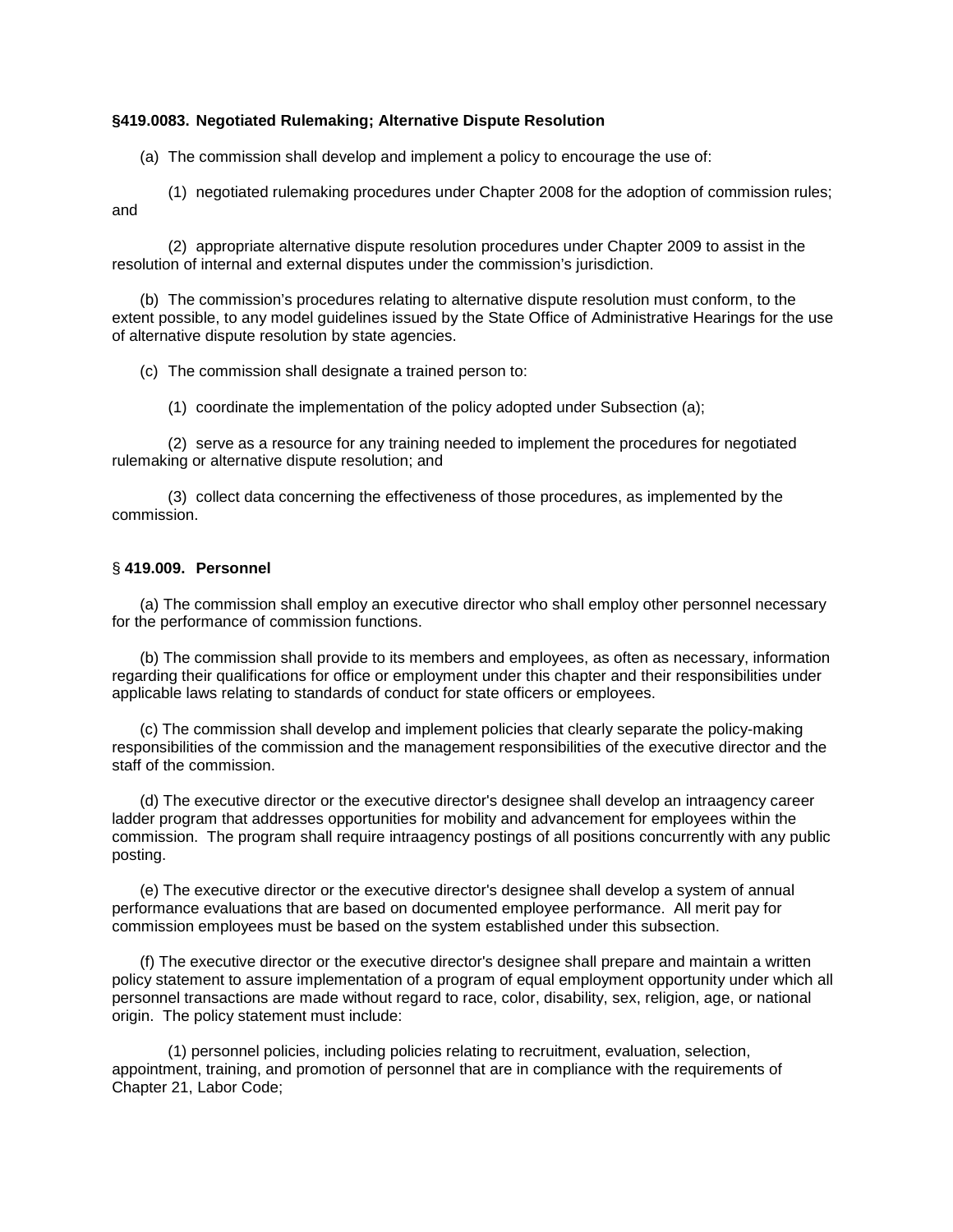**§419.0083. Negotiated Rulemaking; Alternative Dispute Resolution**

(a) The commission shall develop and implement a policy to encourage the use of:

(1) negotiated rulemaking procedures under Chapter 2008 for the adoption of commission rules; and

(2) appropriate alternative dispute resolution procedures under Chapter 2009 to assist in the resolution of internal and external disputes under the commission's jurisdiction.

(b) The commission's procedures relating to alternative dispute resolution must conform, to the extent possible, to any model guidelines issued by the State Office of Administrative Hearings for the use of alternative dispute resolution by state agencies.

(c) The commission shall designate a trained person to:

(1) coordinate the implementation of the policy adopted under Subsection (a);

(2) serve as a resource for any training needed to implement the procedures for negotiated rulemaking or alternative dispute resolution; and

(3) collect data concerning the effectiveness of those procedures, as implemented by the commission.

§ **419.009. Personnel**

(a) The commission shall employ an executive director who shall employ other personnel necessary for the performance of commission functions.

(b) The commission shall provide to its members and employees, as often as necessary, information regarding their qualifications for office or employment under this chapter and their responsibilities under applicable laws relating to standards of conduct for state officers or employees.

(c) The commission shall develop and implement policies that clearly separate the policy-making responsibilities of the commission and the management responsibilities of the executive director and the staff of the commission.

(d) The executive director or the executive director's designee shall develop an intraagency career ladder program that addresses opportunities for mobility and advancement for employees within the commission. The program shall require intraagency postings of all positions concurrently with any public posting.

(e) The executive director or the executive director's designee shall develop a system of annual performance evaluations that are based on documented employee performance. All merit pay for commission employees must be based on the system established under this subsection.

(f) The executive director or the executive director's designee shall prepare and maintain a written policy statement to assure implementation of a program of equal employment opportunity under which all personnel transactions are made without regard to race, color, disability, sex, religion, age, or national origin. The policy statement must include:

(1) personnel policies, including policies relating to recruitment, evaluation, selection, appointment, training, and promotion of personnel that are in compliance with the requirements of Chapter 21, Labor Code;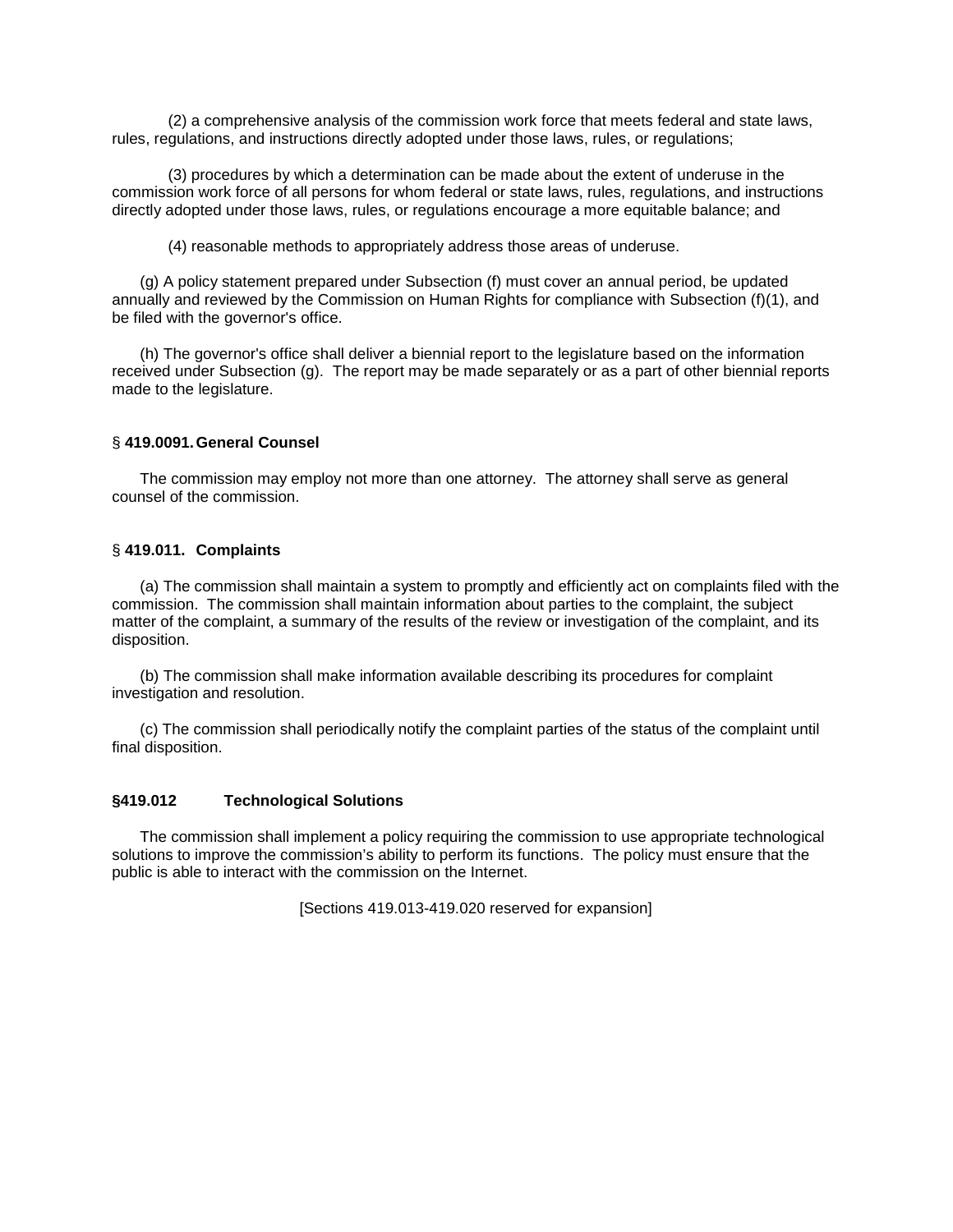(2) a comprehensive analysis of the commission work force that meets federal and state laws, rules, regulations, and instructions directly adopted under those laws, rules, or regulations;

(3) procedures by which a determination can be made about the extent of underuse in the commission work force of all persons for whom federal or state laws, rules, regulations, and instructions directly adopted under those laws, rules, or regulations encourage a more equitable balance; and

(4) reasonable methods to appropriately address those areas of underuse.

(g) A policy statement prepared under Subsection (f) must cover an annual period, be updated annually and reviewed by the Commission on Human Rights for compliance with Subsection (f)(1), and be filed with the governor's office.

(h) The governor's office shall deliver a biennial report to the legislature based on the information received under Subsection (g). The report may be made separately or as a part of other biennial reports made to the legislature.

### § 419.0091. General Counsel

The commission may employ not more than one attorney. The attorney shall serve as general counsel of the commission.

### § 419.011. Complaints

(a) The commission shall maintain a system to promptly and efficiently act on complaints filed with the commission. The commission shall maintain information about parties to the complaint, the subject matter of the complaint, a summary of the results of the review or investigation of the complaint, and its disposition.

(b) The commission shall make information available describing its procedures for complaint investigation and resolution.

(c) The commission shall periodically notify the complaint parties of the status of the complaint until final disposition.

### §419.012 Technological Solutions

The commission shall implement a policy requiring the commission to use appropriate technological solutions to improve the commission's ability to perform its functions. The policy must ensure that the public is able to interact with the commission on the Internet.

[Sections 419.013-419.020 reserved for expansion]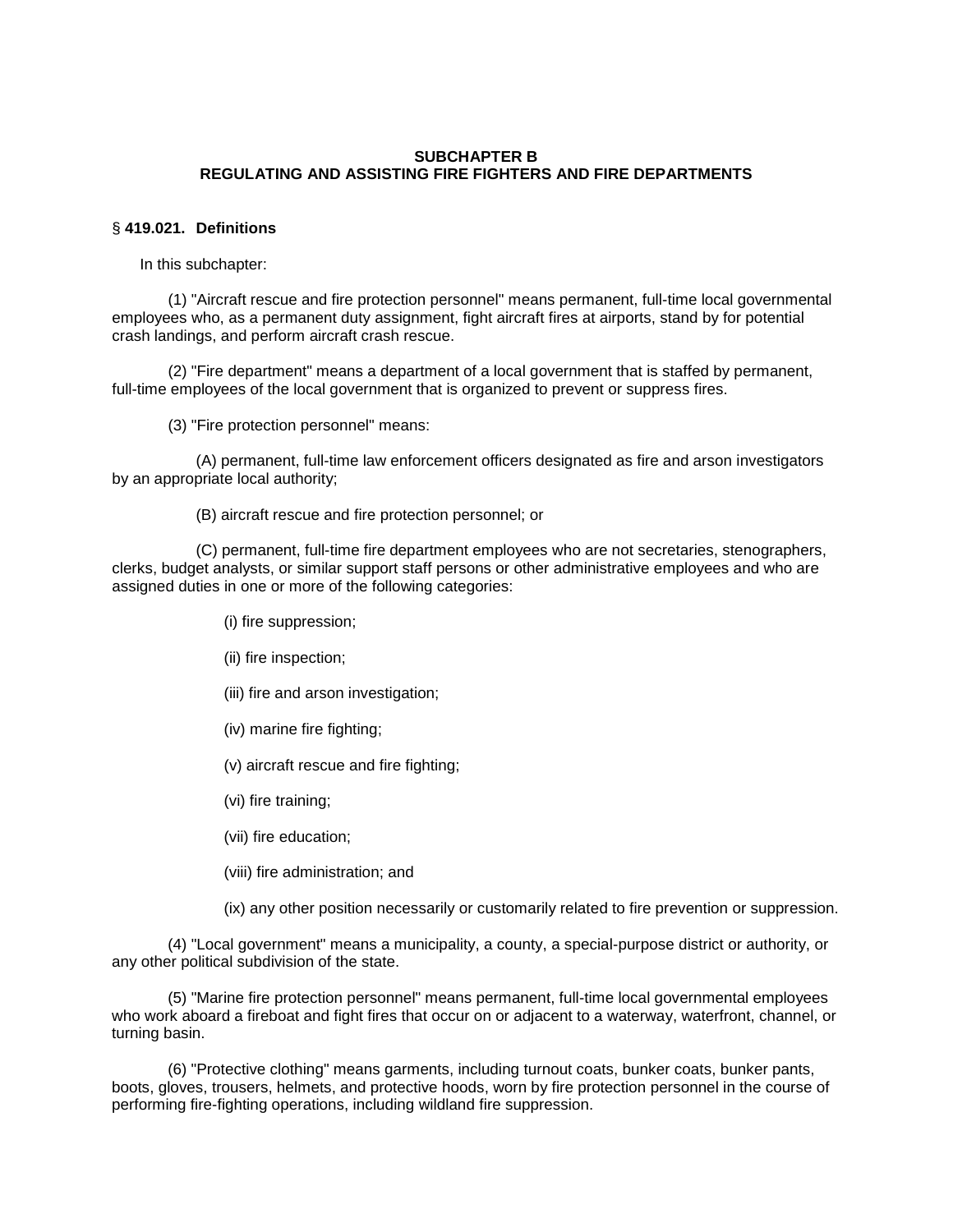## SUBCHAPTER B
## REGULATING AND ASSISTING FIRE FIGHTERS AND FIRE DEPARTMENTS

### § 419.021. Definitions

In this subchapter:

(1) "Aircraft rescue and fire protection personnel" means permanent, full-time local governmental employees who, as a permanent duty assignment, fight aircraft fires at airports, stand by for potential crash landings, and perform aircraft crash rescue.

(2) "Fire department" means a department of a local government that is staffed by permanent, full-time employees of the local government that is organized to prevent or suppress fires.

(3) "Fire protection personnel" means:

(A) permanent, full-time law enforcement officers designated as fire and arson investigators by an appropriate local authority;

(B) aircraft rescue and fire protection personnel; or

(C) permanent, full-time fire department employees who are not secretaries, stenographers, clerks, budget analysts, or similar support staff persons or other administrative employees and who are assigned duties in one or more of the following categories:

(i) fire suppression;

(ii) fire inspection;

(iii) fire and arson investigation;

(iv) marine fire fighting;

(v) aircraft rescue and fire fighting;

(vi) fire training;

(vii) fire education;

(viii) fire administration; and

(ix) any other position necessarily or customarily related to fire prevention or suppression.

(4) "Local government" means a municipality, a county, a special-purpose district or authority, or any other political subdivision of the state.

(5) "Marine fire protection personnel" means permanent, full-time local governmental employees who work aboard a fireboat and fight fires that occur on or adjacent to a waterway, waterfront, channel, or turning basin.

(6) "Protective clothing" means garments, including turnout coats, bunker coats, bunker pants, boots, gloves, trousers, helmets, and protective hoods, worn by fire protection personnel in the course of performing fire-fighting operations, including wildland fire suppression.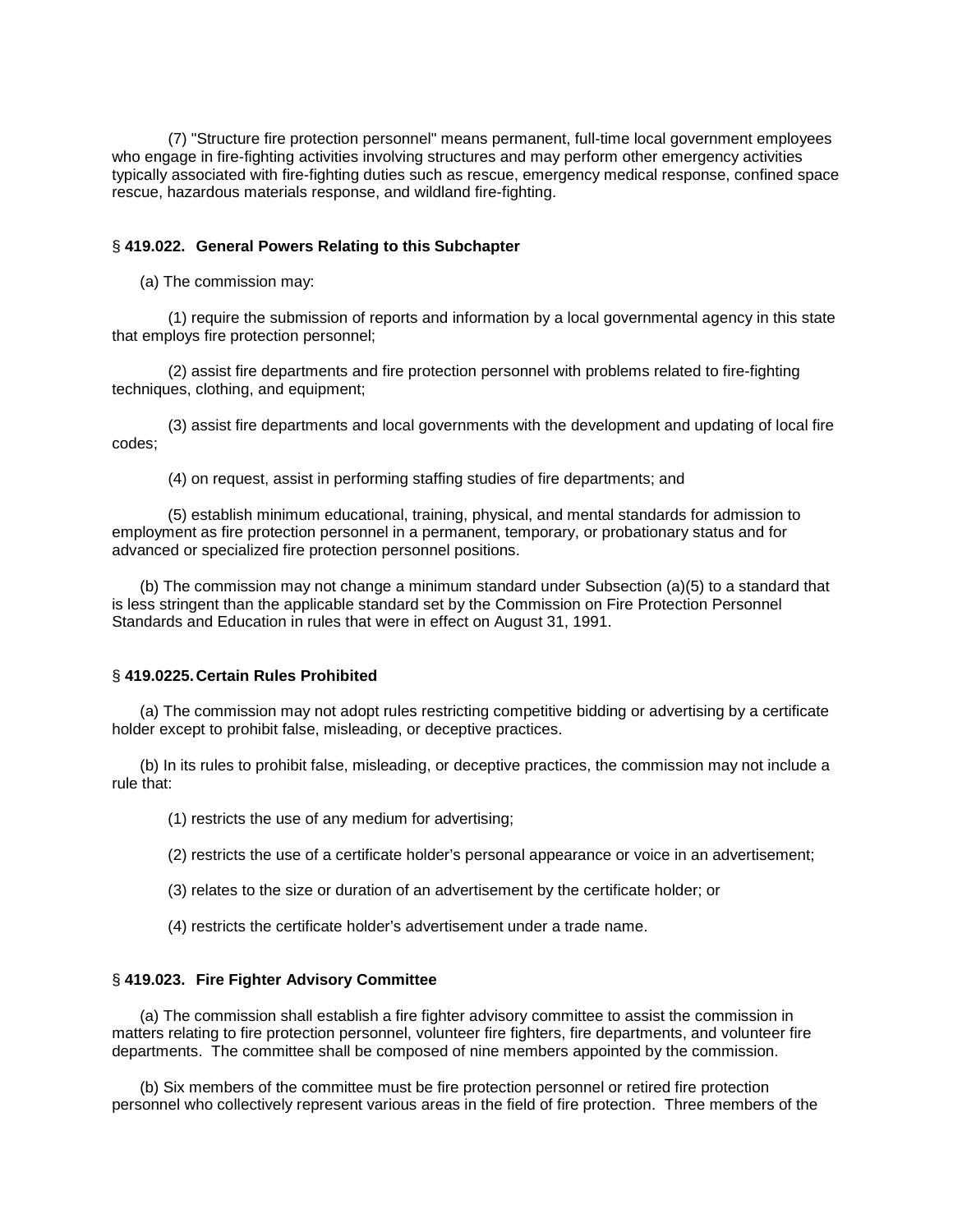(7) "Structure fire protection personnel" means permanent, full-time local government employees who engage in fire-fighting activities involving structures and may perform other emergency activities typically associated with fire-fighting duties such as rescue, emergency medical response, confined space rescue, hazardous materials response, and wildland fire-fighting.

### § **419.022. General Powers Relating to this Subchapter**

(a) The commission may:

(1) require the submission of reports and information by a local governmental agency in this state that employs fire protection personnel;

(2) assist fire departments and fire protection personnel with problems related to fire-fighting techniques, clothing, and equipment;

(3) assist fire departments and local governments with the development and updating of local fire codes;

(4) on request, assist in performing staffing studies of fire departments; and

(5) establish minimum educational, training, physical, and mental standards for admission to employment as fire protection personnel in a permanent, temporary, or probationary status and for advanced or specialized fire protection personnel positions.

(b) The commission may not change a minimum standard under Subsection (a)(5) to a standard that is less stringent than the applicable standard set by the Commission on Fire Protection Personnel Standards and Education in rules that were in effect on August 31, 1991.

### § **419.0225. Certain Rules Prohibited**

(a) The commission may not adopt rules restricting competitive bidding or advertising by a certificate holder except to prohibit false, misleading, or deceptive practices.

(b) In its rules to prohibit false, misleading, or deceptive practices, the commission may not include a rule that:

(1) restricts the use of any medium for advertising;

(2) restricts the use of a certificate holder's personal appearance or voice in an advertisement;

(3) relates to the size or duration of an advertisement by the certificate holder; or

(4) restricts the certificate holder's advertisement under a trade name.

### § **419.023. Fire Fighter Advisory Committee**

(a) The commission shall establish a fire fighter advisory committee to assist the commission in matters relating to fire protection personnel, volunteer fire fighters, fire departments, and volunteer fire departments. The committee shall be composed of nine members appointed by the commission.

(b) Six members of the committee must be fire protection personnel or retired fire protection personnel who collectively represent various areas in the field of fire protection. Three members of the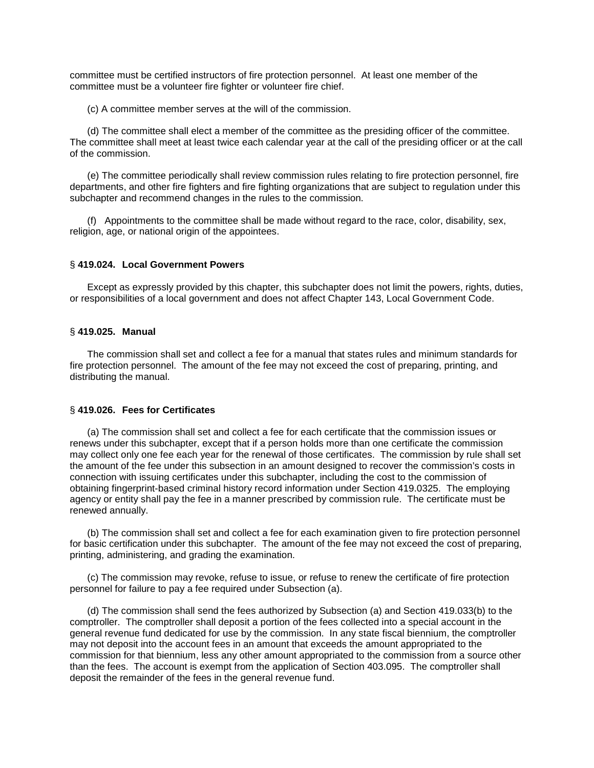committee must be certified instructors of fire protection personnel. At least one member of the committee must be a volunteer fire fighter or volunteer fire chief.

(c) A committee member serves at the will of the commission.

(d) The committee shall elect a member of the committee as the presiding officer of the committee. The committee shall meet at least twice each calendar year at the call of the presiding officer or at the call of the commission.

(e) The committee periodically shall review commission rules relating to fire protection personnel, fire departments, and other fire fighters and fire fighting organizations that are subject to regulation under this subchapter and recommend changes in the rules to the commission.

(f) Appointments to the committee shall be made without regard to the race, color, disability, sex, religion, age, or national origin of the appointees.

### § 419.024. Local Government Powers

Except as expressly provided by this chapter, this subchapter does not limit the powers, rights, duties, or responsibilities of a local government and does not affect Chapter 143, Local Government Code.

### § 419.025. Manual

The commission shall set and collect a fee for a manual that states rules and minimum standards for fire protection personnel. The amount of the fee may not exceed the cost of preparing, printing, and distributing the manual.

### § 419.026. Fees for Certificates

(a) The commission shall set and collect a fee for each certificate that the commission issues or renews under this subchapter, except that if a person holds more than one certificate the commission may collect only one fee each year for the renewal of those certificates. The commission by rule shall set the amount of the fee under this subsection in an amount designed to recover the commission's costs in connection with issuing certificates under this subchapter, including the cost to the commission of obtaining fingerprint-based criminal history record information under Section 419.0325. The employing agency or entity shall pay the fee in a manner prescribed by commission rule. The certificate must be renewed annually.

(b) The commission shall set and collect a fee for each examination given to fire protection personnel for basic certification under this subchapter. The amount of the fee may not exceed the cost of preparing, printing, administering, and grading the examination.

(c) The commission may revoke, refuse to issue, or refuse to renew the certificate of fire protection personnel for failure to pay a fee required under Subsection (a).

(d) The commission shall send the fees authorized by Subsection (a) and Section 419.033(b) to the comptroller. The comptroller shall deposit a portion of the fees collected into a special account in the general revenue fund dedicated for use by the commission. In any state fiscal biennium, the comptroller may not deposit into the account fees in an amount that exceeds the amount appropriated to the commission for that biennium, less any other amount appropriated to the commission from a source other than the fees. The account is exempt from the application of Section 403.095. The comptroller shall deposit the remainder of the fees in the general revenue fund.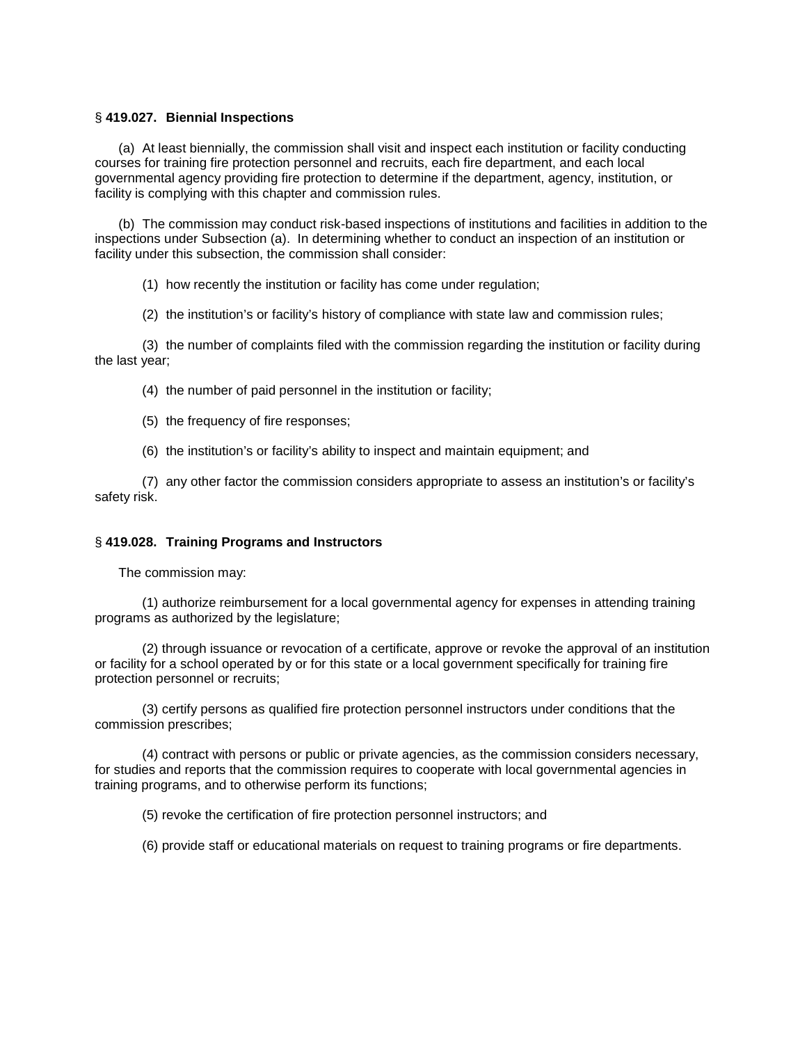### § 419.027. Biennial Inspections

(a) At least biennially, the commission shall visit and inspect each institution or facility conducting courses for training fire protection personnel and recruits, each fire department, and each local governmental agency providing fire protection to determine if the department, agency, institution, or facility is complying with this chapter and commission rules.

(b) The commission may conduct risk-based inspections of institutions and facilities in addition to the inspections under Subsection (a). In determining whether to conduct an inspection of an institution or facility under this subsection, the commission shall consider:

(1) how recently the institution or facility has come under regulation;

(2) the institution's or facility's history of compliance with state law and commission rules;

(3) the number of complaints filed with the commission regarding the institution or facility during the last year;

(4) the number of paid personnel in the institution or facility;

(5) the frequency of fire responses;

(6) the institution's or facility's ability to inspect and maintain equipment; and

(7) any other factor the commission considers appropriate to assess an institution's or facility's safety risk.

### § 419.028. Training Programs and Instructors

The commission may:

(1) authorize reimbursement for a local governmental agency for expenses in attending training programs as authorized by the legislature;

(2) through issuance or revocation of a certificate, approve or revoke the approval of an institution or facility for a school operated by or for this state or a local government specifically for training fire protection personnel or recruits;

(3) certify persons as qualified fire protection personnel instructors under conditions that the commission prescribes;

(4) contract with persons or public or private agencies, as the commission considers necessary, for studies and reports that the commission requires to cooperate with local governmental agencies in training programs, and to otherwise perform its functions;

(5) revoke the certification of fire protection personnel instructors; and

(6) provide staff or educational materials on request to training programs or fire departments.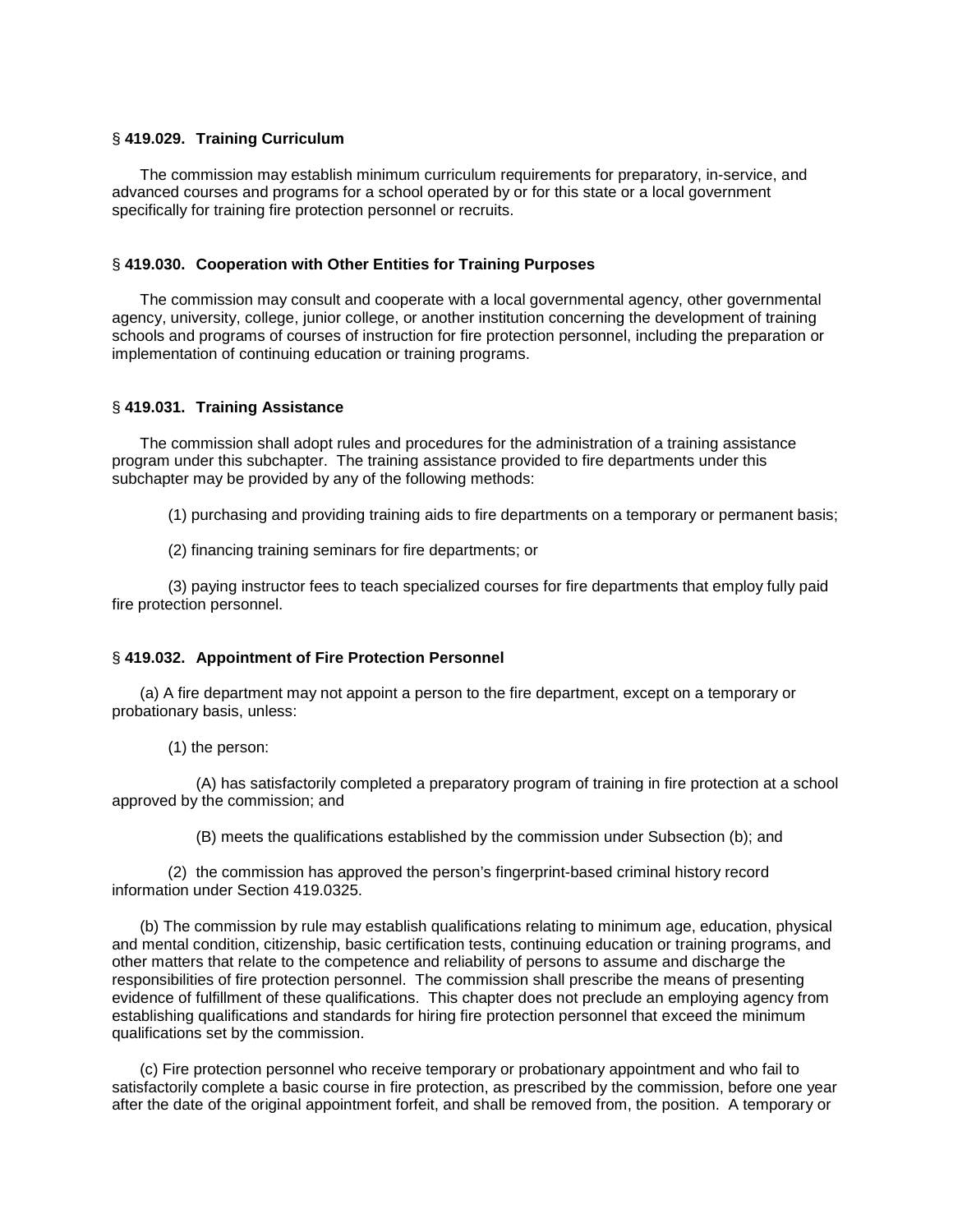§ **419.029. Training Curriculum**

The commission may establish minimum curriculum requirements for preparatory, in-service, and advanced courses and programs for a school operated by or for this state or a local government specifically for training fire protection personnel or recruits.

§ **419.030. Cooperation with Other Entities for Training Purposes**

The commission may consult and cooperate with a local governmental agency, other governmental agency, university, college, junior college, or another institution concerning the development of training schools and programs of courses of instruction for fire protection personnel, including the preparation or implementation of continuing education or training programs.

§ **419.031. Training Assistance**

The commission shall adopt rules and procedures for the administration of a training assistance program under this subchapter. The training assistance provided to fire departments under this subchapter may be provided by any of the following methods:

(1) purchasing and providing training aids to fire departments on a temporary or permanent basis;

(2) financing training seminars for fire departments; or

(3) paying instructor fees to teach specialized courses for fire departments that employ fully paid fire protection personnel.

§ **419.032. Appointment of Fire Protection Personnel**

(a) A fire department may not appoint a person to the fire department, except on a temporary or probationary basis, unless:

(1) the person:

(A) has satisfactorily completed a preparatory program of training in fire protection at a school approved by the commission; and

(B) meets the qualifications established by the commission under Subsection (b); and

(2) the commission has approved the person's fingerprint-based criminal history record information under Section 419.0325.

(b) The commission by rule may establish qualifications relating to minimum age, education, physical and mental condition, citizenship, basic certification tests, continuing education or training programs, and other matters that relate to the competence and reliability of persons to assume and discharge the responsibilities of fire protection personnel. The commission shall prescribe the means of presenting evidence of fulfillment of these qualifications. This chapter does not preclude an employing agency from establishing qualifications and standards for hiring fire protection personnel that exceed the minimum qualifications set by the commission.

(c) Fire protection personnel who receive temporary or probationary appointment and who fail to satisfactorily complete a basic course in fire protection, as prescribed by the commission, before one year after the date of the original appointment forfeit, and shall be removed from, the position. A temporary or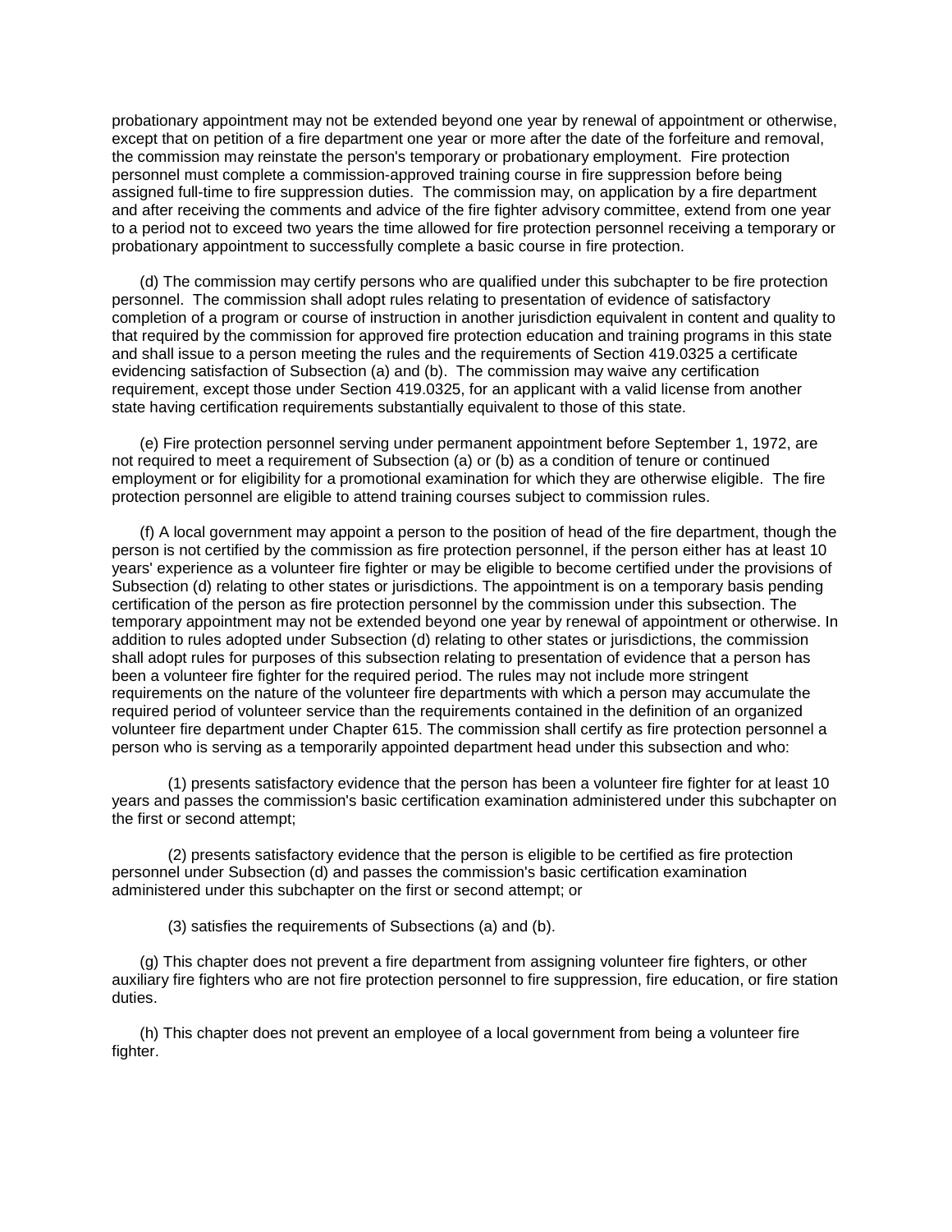probationary appointment may not be extended beyond one year by renewal of appointment or otherwise, except that on petition of a fire department one year or more after the date of the forfeiture and removal, the commission may reinstate the person's temporary or probationary employment. Fire protection personnel must complete a commission-approved training course in fire suppression before being assigned full-time to fire suppression duties. The commission may, on application by a fire department and after receiving the comments and advice of the fire fighter advisory committee, extend from one year to a period not to exceed two years the time allowed for fire protection personnel receiving a temporary or probationary appointment to successfully complete a basic course in fire protection.

(d) The commission may certify persons who are qualified under this subchapter to be fire protection personnel. The commission shall adopt rules relating to presentation of evidence of satisfactory completion of a program or course of instruction in another jurisdiction equivalent in content and quality to that required by the commission for approved fire protection education and training programs in this state and shall issue to a person meeting the rules and the requirements of Section 419.0325 a certificate evidencing satisfaction of Subsection (a) and (b). The commission may waive any certification requirement, except those under Section 419.0325, for an applicant with a valid license from another state having certification requirements substantially equivalent to those of this state.

(e) Fire protection personnel serving under permanent appointment before September 1, 1972, are not required to meet a requirement of Subsection (a) or (b) as a condition of tenure or continued employment or for eligibility for a promotional examination for which they are otherwise eligible. The fire protection personnel are eligible to attend training courses subject to commission rules.

(f) A local government may appoint a person to the position of head of the fire department, though the person is not certified by the commission as fire protection personnel, if the person either has at least 10 years' experience as a volunteer fire fighter or may be eligible to become certified under the provisions of Subsection (d) relating to other states or jurisdictions. The appointment is on a temporary basis pending certification of the person as fire protection personnel by the commission under this subsection. The temporary appointment may not be extended beyond one year by renewal of appointment or otherwise. In addition to rules adopted under Subsection (d) relating to other states or jurisdictions, the commission shall adopt rules for purposes of this subsection relating to presentation of evidence that a person has been a volunteer fire fighter for the required period. The rules may not include more stringent requirements on the nature of the volunteer fire departments with which a person may accumulate the required period of volunteer service than the requirements contained in the definition of an organized volunteer fire department under Chapter 615. The commission shall certify as fire protection personnel a person who is serving as a temporarily appointed department head under this subsection and who:

(1) presents satisfactory evidence that the person has been a volunteer fire fighter for at least 10 years and passes the commission's basic certification examination administered under this subchapter on the first or second attempt;

(2) presents satisfactory evidence that the person is eligible to be certified as fire protection personnel under Subsection (d) and passes the commission's basic certification examination administered under this subchapter on the first or second attempt; or

(3) satisfies the requirements of Subsections (a) and (b).

(g) This chapter does not prevent a fire department from assigning volunteer fire fighters, or other auxiliary fire fighters who are not fire protection personnel to fire suppression, fire education, or fire station duties.

(h) This chapter does not prevent an employee of a local government from being a volunteer fire fighter.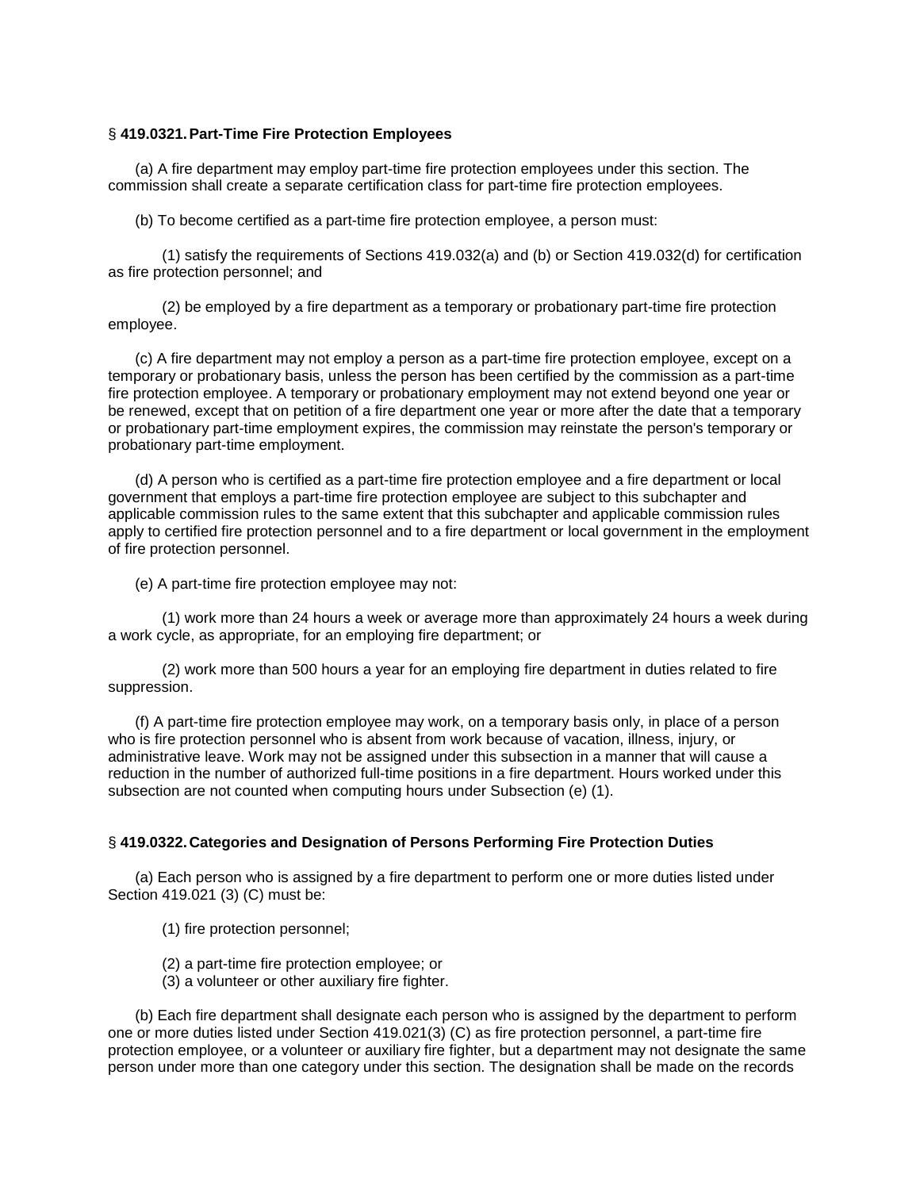§ **419.0321. Part-Time Fire Protection Employees**

(a) A fire department may employ part-time fire protection employees under this section. The commission shall create a separate certification class for part-time fire protection employees.

(b) To become certified as a part-time fire protection employee, a person must:

(1) satisfy the requirements of Sections 419.032(a) and (b) or Section 419.032(d) for certification as fire protection personnel; and

(2) be employed by a fire department as a temporary or probationary part-time fire protection employee.

(c) A fire department may not employ a person as a part-time fire protection employee, except on a temporary or probationary basis, unless the person has been certified by the commission as a part-time fire protection employee. A temporary or probationary employment may not extend beyond one year or be renewed, except that on petition of a fire department one year or more after the date that a temporary or probationary part-time employment expires, the commission may reinstate the person's temporary or probationary part-time employment.

(d) A person who is certified as a part-time fire protection employee and a fire department or local government that employs a part-time fire protection employee are subject to this subchapter and applicable commission rules to the same extent that this subchapter and applicable commission rules apply to certified fire protection personnel and to a fire department or local government in the employment of fire protection personnel.

(e) A part-time fire protection employee may not:

(1) work more than 24 hours a week or average more than approximately 24 hours a week during a work cycle, as appropriate, for an employing fire department; or

(2) work more than 500 hours a year for an employing fire department in duties related to fire suppression.

(f) A part-time fire protection employee may work, on a temporary basis only, in place of a person who is fire protection personnel who is absent from work because of vacation, illness, injury, or administrative leave. Work may not be assigned under this subsection in a manner that will cause a reduction in the number of authorized full-time positions in a fire department. Hours worked under this subsection are not counted when computing hours under Subsection (e) (1).

§ **419.0322. Categories and Designation of Persons Performing Fire Protection Duties**

(a) Each person who is assigned by a fire department to perform one or more duties listed under Section 419.021 (3) (C) must be:

(1) fire protection personnel;

(2) a part-time fire protection employee; or

(3) a volunteer or other auxiliary fire fighter.

(b) Each fire department shall designate each person who is assigned by the department to perform one or more duties listed under Section 419.021(3) (C) as fire protection personnel, a part-time fire protection employee, or a volunteer or auxiliary fire fighter, but a department may not designate the same person under more than one category under this section. The designation shall be made on the records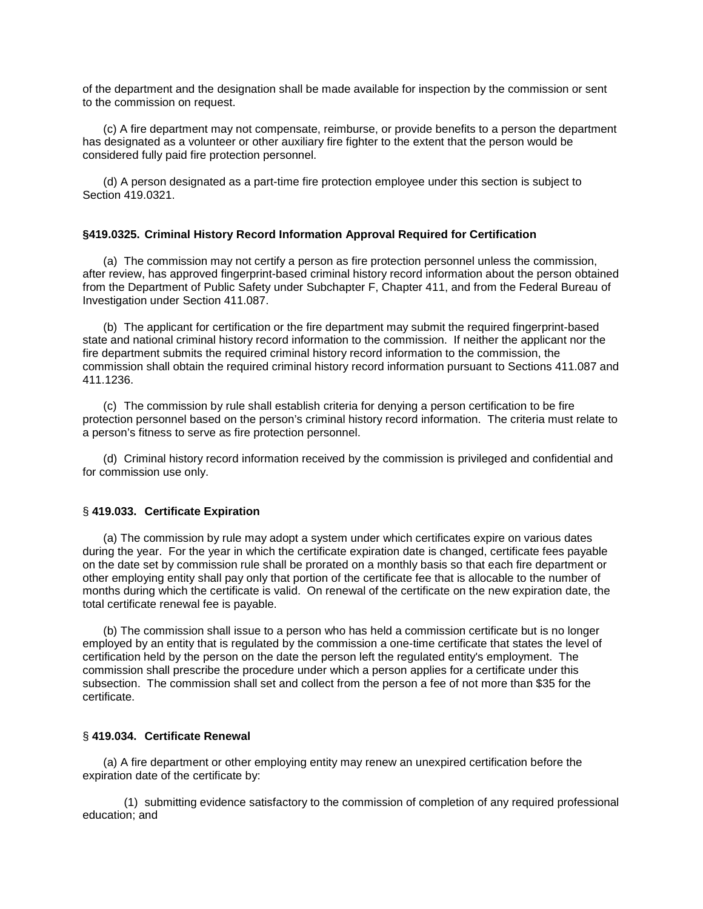of the department and the designation shall be made available for inspection by the commission or sent to the commission on request.

(c) A fire department may not compensate, reimburse, or provide benefits to a person the department has designated as a volunteer or other auxiliary fire fighter to the extent that the person would be considered fully paid fire protection personnel.

(d) A person designated as a part-time fire protection employee under this section is subject to Section 419.0321.

### §419.0325. Criminal History Record Information Approval Required for Certification

(a) The commission may not certify a person as fire protection personnel unless the commission, after review, has approved fingerprint-based criminal history record information about the person obtained from the Department of Public Safety under Subchapter F, Chapter 411, and from the Federal Bureau of Investigation under Section 411.087.

(b) The applicant for certification or the fire department may submit the required fingerprint-based state and national criminal history record information to the commission. If neither the applicant nor the fire department submits the required criminal history record information to the commission, the commission shall obtain the required criminal history record information pursuant to Sections 411.087 and 411.1236.

(c) The commission by rule shall establish criteria for denying a person certification to be fire protection personnel based on the person's criminal history record information. The criteria must relate to a person's fitness to serve as fire protection personnel.

(d) Criminal history record information received by the commission is privileged and confidential and for commission use only.

### § 419.033. Certificate Expiration

(a) The commission by rule may adopt a system under which certificates expire on various dates during the year. For the year in which the certificate expiration date is changed, certificate fees payable on the date set by commission rule shall be prorated on a monthly basis so that each fire department or other employing entity shall pay only that portion of the certificate fee that is allocable to the number of months during which the certificate is valid. On renewal of the certificate on the new expiration date, the total certificate renewal fee is payable.

(b) The commission shall issue to a person who has held a commission certificate but is no longer employed by an entity that is regulated by the commission a one-time certificate that states the level of certification held by the person on the date the person left the regulated entity's employment. The commission shall prescribe the procedure under which a person applies for a certificate under this subsection. The commission shall set and collect from the person a fee of not more than $35 for the certificate.

### § 419.034. Certificate Renewal

(a) A fire department or other employing entity may renew an unexpired certification before the expiration date of the certificate by:

(1) submitting evidence satisfactory to the commission of completion of any required professional education; and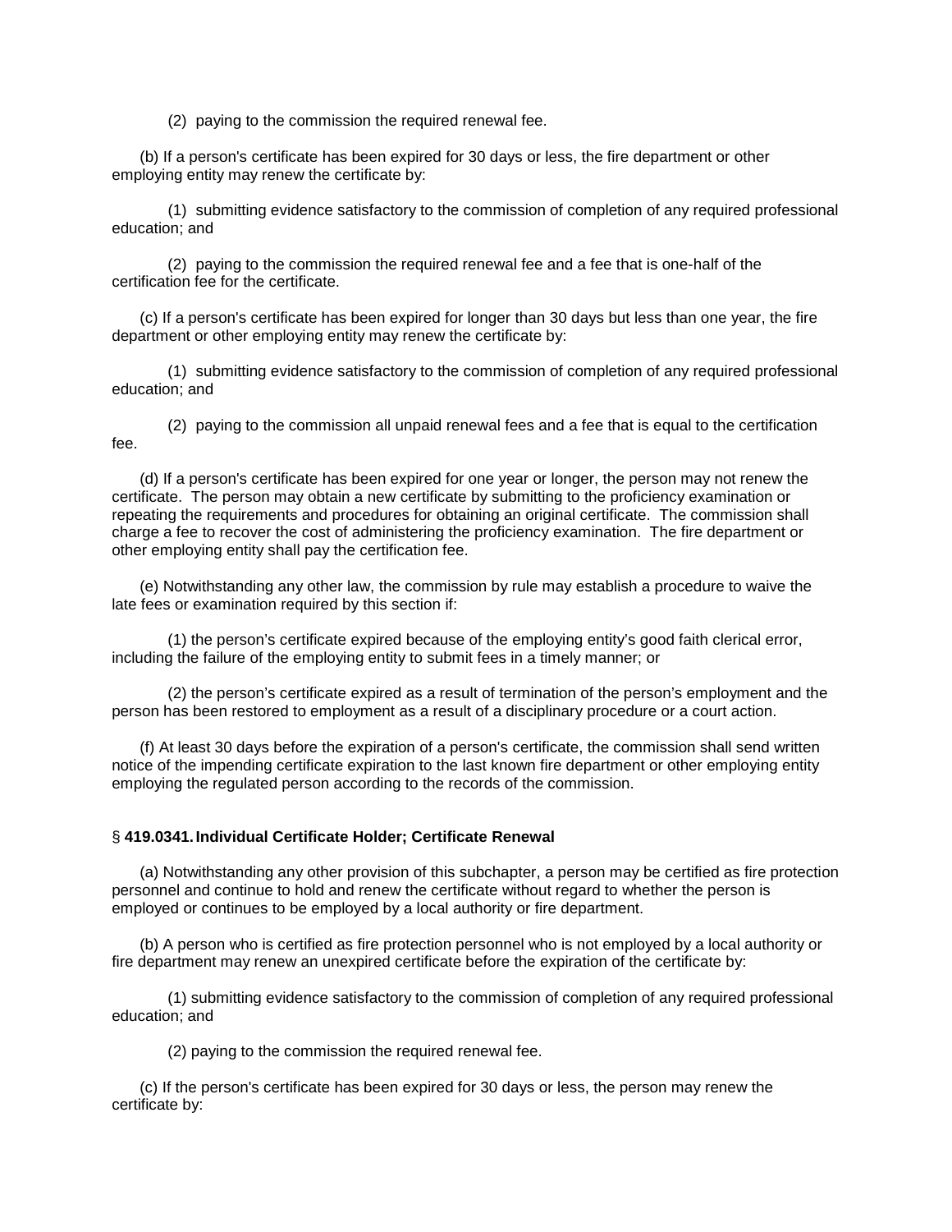(2) paying to the commission the required renewal fee.

(b) If a person's certificate has been expired for 30 days or less, the fire department or other employing entity may renew the certificate by:

(1) submitting evidence satisfactory to the commission of completion of any required professional education; and

(2) paying to the commission the required renewal fee and a fee that is one-half of the certification fee for the certificate.

(c) If a person's certificate has been expired for longer than 30 days but less than one year, the fire department or other employing entity may renew the certificate by:

(1) submitting evidence satisfactory to the commission of completion of any required professional education; and

(2) paying to the commission all unpaid renewal fees and a fee that is equal to the certification fee.

(d) If a person's certificate has been expired for one year or longer, the person may not renew the certificate. The person may obtain a new certificate by submitting to the proficiency examination or repeating the requirements and procedures for obtaining an original certificate. The commission shall charge a fee to recover the cost of administering the proficiency examination. The fire department or other employing entity shall pay the certification fee.

(e) Notwithstanding any other law, the commission by rule may establish a procedure to waive the late fees or examination required by this section if:

(1) the person's certificate expired because of the employing entity's good faith clerical error, including the failure of the employing entity to submit fees in a timely manner; or

(2) the person's certificate expired as a result of termination of the person's employment and the person has been restored to employment as a result of a disciplinary procedure or a court action.

(f) At least 30 days before the expiration of a person's certificate, the commission shall send written notice of the impending certificate expiration to the last known fire department or other employing entity employing the regulated person according to the records of the commission.

§ **419.0341. Individual Certificate Holder; Certificate Renewal**

(a) Notwithstanding any other provision of this subchapter, a person may be certified as fire protection personnel and continue to hold and renew the certificate without regard to whether the person is employed or continues to be employed by a local authority or fire department.

(b) A person who is certified as fire protection personnel who is not employed by a local authority or fire department may renew an unexpired certificate before the expiration of the certificate by:

(1) submitting evidence satisfactory to the commission of completion of any required professional education; and

(2) paying to the commission the required renewal fee.

(c) If the person's certificate has been expired for 30 days or less, the person may renew the certificate by: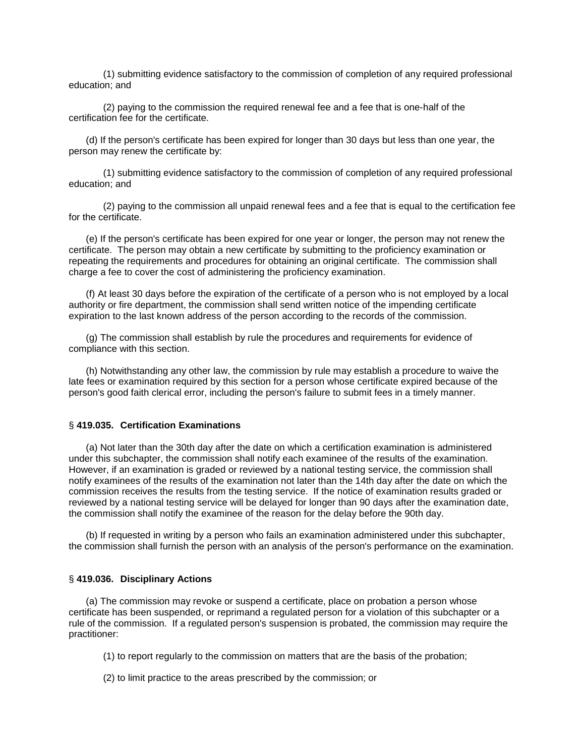(1) submitting evidence satisfactory to the commission of completion of any required professional education; and

(2) paying to the commission the required renewal fee and a fee that is one-half of the certification fee for the certificate.

(d) If the person's certificate has been expired for longer than 30 days but less than one year, the person may renew the certificate by:

(1) submitting evidence satisfactory to the commission of completion of any required professional education; and

(2) paying to the commission all unpaid renewal fees and a fee that is equal to the certification fee for the certificate.

(e) If the person's certificate has been expired for one year or longer, the person may not renew the certificate. The person may obtain a new certificate by submitting to the proficiency examination or repeating the requirements and procedures for obtaining an original certificate. The commission shall charge a fee to cover the cost of administering the proficiency examination.

(f) At least 30 days before the expiration of the certificate of a person who is not employed by a local authority or fire department, the commission shall send written notice of the impending certificate expiration to the last known address of the person according to the records of the commission.

(g) The commission shall establish by rule the procedures and requirements for evidence of compliance with this section.

(h) Notwithstanding any other law, the commission by rule may establish a procedure to waive the late fees or examination required by this section for a person whose certificate expired because of the person's good faith clerical error, including the person's failure to submit fees in a timely manner.

### § **419.035. Certification Examinations**

(a) Not later than the 30th day after the date on which a certification examination is administered under this subchapter, the commission shall notify each examinee of the results of the examination. However, if an examination is graded or reviewed by a national testing service, the commission shall notify examinees of the results of the examination not later than the 14th day after the date on which the commission receives the results from the testing service. If the notice of examination results graded or reviewed by a national testing service will be delayed for longer than 90 days after the examination date, the commission shall notify the examinee of the reason for the delay before the 90th day.

(b) If requested in writing by a person who fails an examination administered under this subchapter, the commission shall furnish the person with an analysis of the person's performance on the examination.

### § **419.036. Disciplinary Actions**

(a) The commission may revoke or suspend a certificate, place on probation a person whose certificate has been suspended, or reprimand a regulated person for a violation of this subchapter or a rule of the commission. If a regulated person's suspension is probated, the commission may require the practitioner:

(1) to report regularly to the commission on matters that are the basis of the probation;

(2) to limit practice to the areas prescribed by the commission; or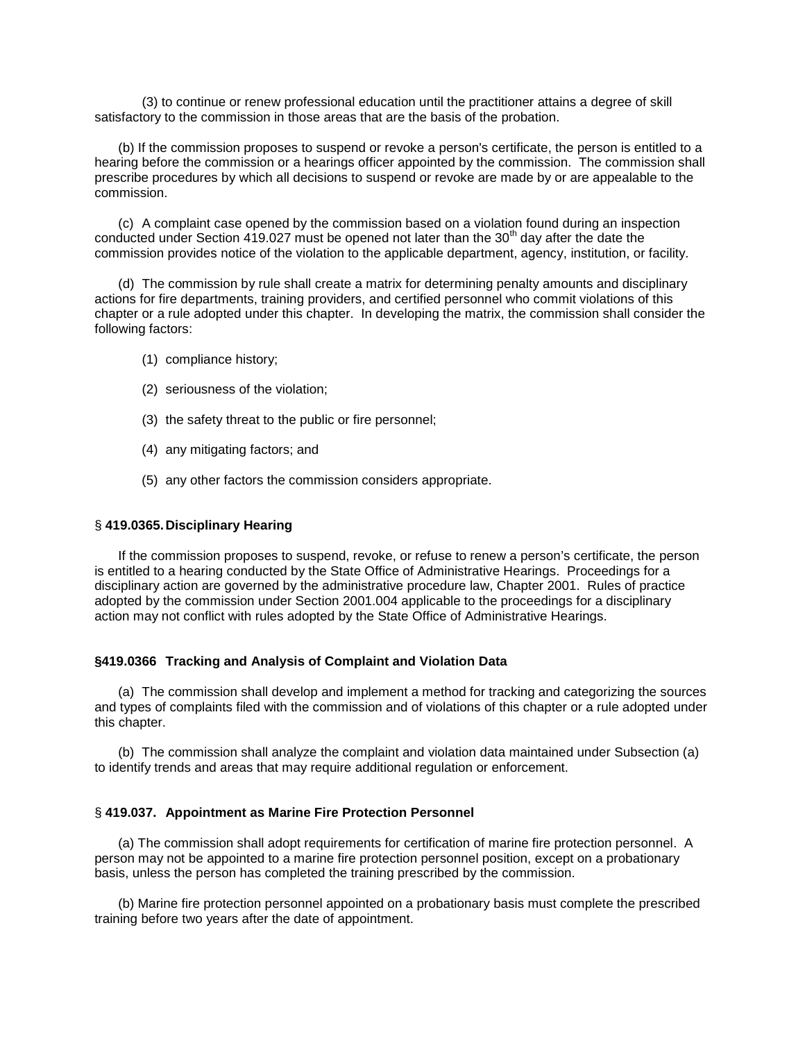(3) to continue or renew professional education until the practitioner attains a degree of skill satisfactory to the commission in those areas that are the basis of the probation.

(b) If the commission proposes to suspend or revoke a person's certificate, the person is entitled to a hearing before the commission or a hearings officer appointed by the commission. The commission shall prescribe procedures by which all decisions to suspend or revoke are made by or are appealable to the commission.

(c) A complaint case opened by the commission based on a violation found during an inspection conducted under Section 419.027 must be opened not later than the 30th day after the date the commission provides notice of the violation to the applicable department, agency, institution, or facility.

(d) The commission by rule shall create a matrix for determining penalty amounts and disciplinary actions for fire departments, training providers, and certified personnel who commit violations of this chapter or a rule adopted under this chapter. In developing the matrix, the commission shall consider the following factors:

(1) compliance history;

(2) seriousness of the violation;

(3) the safety threat to the public or fire personnel;

(4) any mitigating factors; and

(5) any other factors the commission considers appropriate.

### § **419.0365. Disciplinary Hearing**

If the commission proposes to suspend, revoke, or refuse to renew a person's certificate, the person is entitled to a hearing conducted by the State Office of Administrative Hearings. Proceedings for a disciplinary action are governed by the administrative procedure law, Chapter 2001. Rules of practice adopted by the commission under Section 2001.004 applicable to the proceedings for a disciplinary action may not conflict with rules adopted by the State Office of Administrative Hearings.

### **§419.0366 Tracking and Analysis of Complaint and Violation Data**

(a) The commission shall develop and implement a method for tracking and categorizing the sources and types of complaints filed with the commission and of violations of this chapter or a rule adopted under this chapter.

(b) The commission shall analyze the complaint and violation data maintained under Subsection (a) to identify trends and areas that may require additional regulation or enforcement.

### § **419.037. Appointment as Marine Fire Protection Personnel**

(a) The commission shall adopt requirements for certification of marine fire protection personnel. A person may not be appointed to a marine fire protection personnel position, except on a probationary basis, unless the person has completed the training prescribed by the commission.

(b) Marine fire protection personnel appointed on a probationary basis must complete the prescribed training before two years after the date of appointment.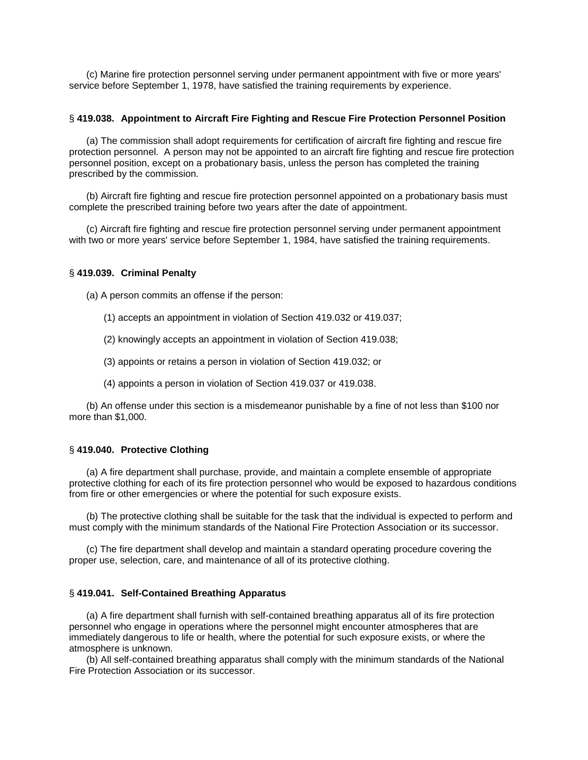(c) Marine fire protection personnel serving under permanent appointment with five or more years' service before September 1, 1978, have satisfied the training requirements by experience.

§ **419.038. Appointment to Aircraft Fire Fighting and Rescue Fire Protection Personnel Position**

(a) The commission shall adopt requirements for certification of aircraft fire fighting and rescue fire protection personnel. A person may not be appointed to an aircraft fire fighting and rescue fire protection personnel position, except on a probationary basis, unless the person has completed the training prescribed by the commission.

(b) Aircraft fire fighting and rescue fire protection personnel appointed on a probationary basis must complete the prescribed training before two years after the date of appointment.

(c) Aircraft fire fighting and rescue fire protection personnel serving under permanent appointment with two or more years' service before September 1, 1984, have satisfied the training requirements.

§ **419.039. Criminal Penalty**

(a) A person commits an offense if the person:

(1) accepts an appointment in violation of Section 419.032 or 419.037;

(2) knowingly accepts an appointment in violation of Section 419.038;

(3) appoints or retains a person in violation of Section 419.032; or

(4) appoints a person in violation of Section 419.037 or 419.038.

(b) An offense under this section is a misdemeanor punishable by a fine of not less than $100 nor more than $1,000.

§ **419.040. Protective Clothing**

(a) A fire department shall purchase, provide, and maintain a complete ensemble of appropriate protective clothing for each of its fire protection personnel who would be exposed to hazardous conditions from fire or other emergencies or where the potential for such exposure exists.

(b) The protective clothing shall be suitable for the task that the individual is expected to perform and must comply with the minimum standards of the National Fire Protection Association or its successor.

(c) The fire department shall develop and maintain a standard operating procedure covering the proper use, selection, care, and maintenance of all of its protective clothing.

§ **419.041. Self-Contained Breathing Apparatus**

(a) A fire department shall furnish with self-contained breathing apparatus all of its fire protection personnel who engage in operations where the personnel might encounter atmospheres that are immediately dangerous to life or health, where the potential for such exposure exists, or where the atmosphere is unknown.

(b) All self-contained breathing apparatus shall comply with the minimum standards of the National Fire Protection Association or its successor.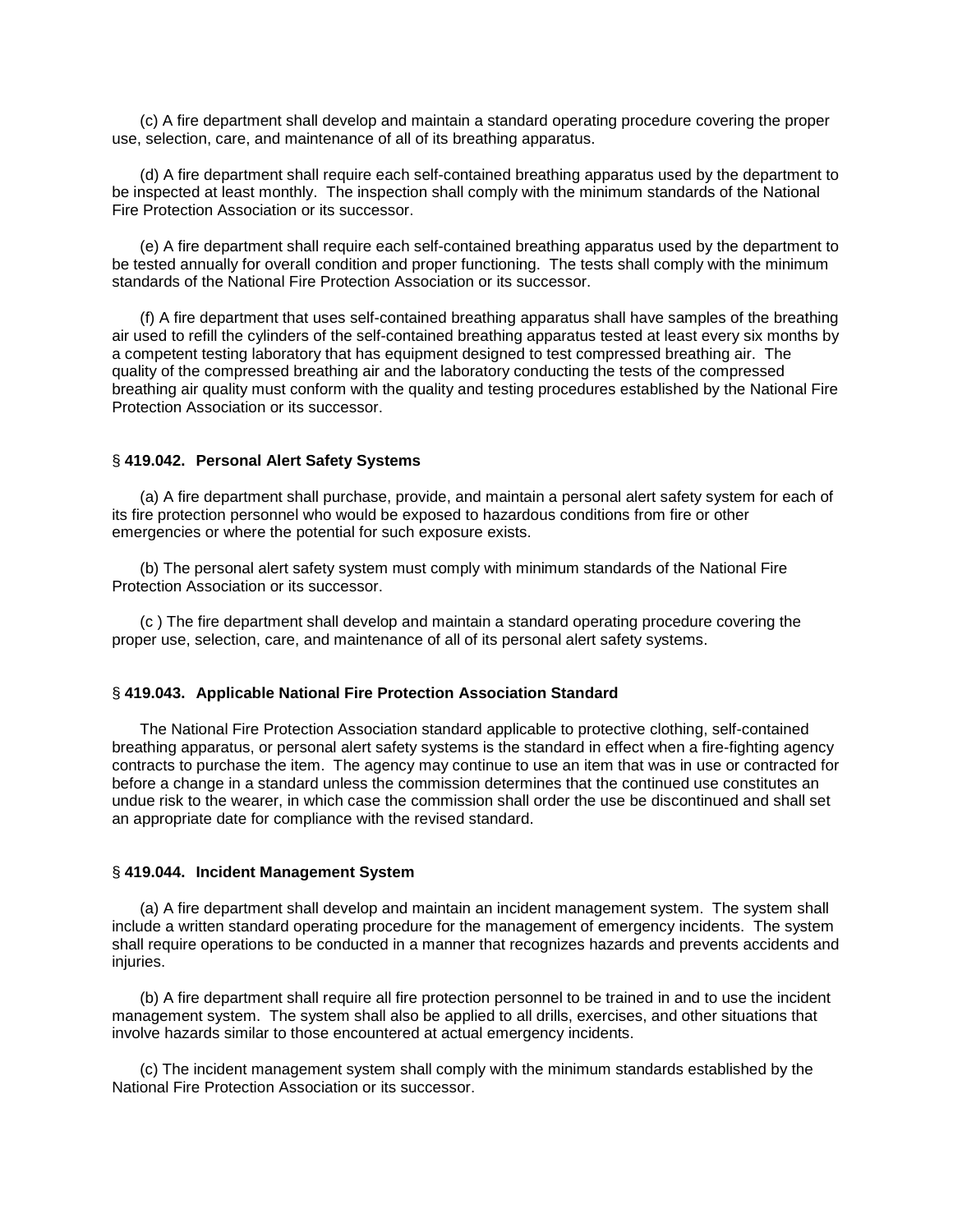(c) A fire department shall develop and maintain a standard operating procedure covering the proper use, selection, care, and maintenance of all of its breathing apparatus.

(d) A fire department shall require each self-contained breathing apparatus used by the department to be inspected at least monthly. The inspection shall comply with the minimum standards of the National Fire Protection Association or its successor.

(e) A fire department shall require each self-contained breathing apparatus used by the department to be tested annually for overall condition and proper functioning. The tests shall comply with the minimum standards of the National Fire Protection Association or its successor.

(f) A fire department that uses self-contained breathing apparatus shall have samples of the breathing air used to refill the cylinders of the self-contained breathing apparatus tested at least every six months by a competent testing laboratory that has equipment designed to test compressed breathing air. The quality of the compressed breathing air and the laboratory conducting the tests of the compressed breathing air quality must conform with the quality and testing procedures established by the National Fire Protection Association or its successor.

### § **419.042. Personal Alert Safety Systems**

(a) A fire department shall purchase, provide, and maintain a personal alert safety system for each of its fire protection personnel who would be exposed to hazardous conditions from fire or other emergencies or where the potential for such exposure exists.

(b) The personal alert safety system must comply with minimum standards of the National Fire Protection Association or its successor.

(c ) The fire department shall develop and maintain a standard operating procedure covering the proper use, selection, care, and maintenance of all of its personal alert safety systems.

### § **419.043. Applicable National Fire Protection Association Standard**

The National Fire Protection Association standard applicable to protective clothing, self-contained breathing apparatus, or personal alert safety systems is the standard in effect when a fire-fighting agency contracts to purchase the item. The agency may continue to use an item that was in use or contracted for before a change in a standard unless the commission determines that the continued use constitutes an undue risk to the wearer, in which case the commission shall order the use be discontinued and shall set an appropriate date for compliance with the revised standard.

### § **419.044. Incident Management System**

(a) A fire department shall develop and maintain an incident management system. The system shall include a written standard operating procedure for the management of emergency incidents. The system shall require operations to be conducted in a manner that recognizes hazards and prevents accidents and injuries.

(b) A fire department shall require all fire protection personnel to be trained in and to use the incident management system. The system shall also be applied to all drills, exercises, and other situations that involve hazards similar to those encountered at actual emergency incidents.

(c) The incident management system shall comply with the minimum standards established by the National Fire Protection Association or its successor.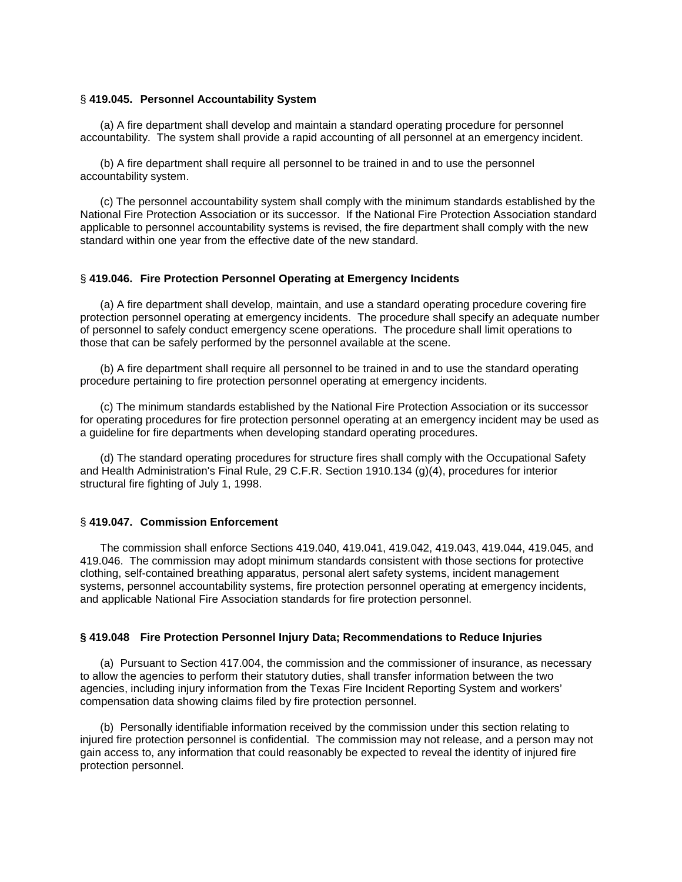### § **419.045. Personnel Accountability System**

(a) A fire department shall develop and maintain a standard operating procedure for personnel accountability. The system shall provide a rapid accounting of all personnel at an emergency incident.

(b) A fire department shall require all personnel to be trained in and to use the personnel accountability system.

(c) The personnel accountability system shall comply with the minimum standards established by the National Fire Protection Association or its successor. If the National Fire Protection Association standard applicable to personnel accountability systems is revised, the fire department shall comply with the new standard within one year from the effective date of the new standard.

### § **419.046. Fire Protection Personnel Operating at Emergency Incidents**

(a) A fire department shall develop, maintain, and use a standard operating procedure covering fire protection personnel operating at emergency incidents. The procedure shall specify an adequate number of personnel to safely conduct emergency scene operations. The procedure shall limit operations to those that can be safely performed by the personnel available at the scene.

(b) A fire department shall require all personnel to be trained in and to use the standard operating procedure pertaining to fire protection personnel operating at emergency incidents.

(c) The minimum standards established by the National Fire Protection Association or its successor for operating procedures for fire protection personnel operating at an emergency incident may be used as a guideline for fire departments when developing standard operating procedures.

(d) The standard operating procedures for structure fires shall comply with the Occupational Safety and Health Administration's Final Rule, 29 C.F.R. Section 1910.134 (g)(4), procedures for interior structural fire fighting of July 1, 1998.

### § **419.047. Commission Enforcement**

The commission shall enforce Sections 419.040, 419.041, 419.042, 419.043, 419.044, 419.045, and 419.046. The commission may adopt minimum standards consistent with those sections for protective clothing, self-contained breathing apparatus, personal alert safety systems, incident management systems, personnel accountability systems, fire protection personnel operating at emergency incidents, and applicable National Fire Association standards for fire protection personnel.

### **§ 419.048 Fire Protection Personnel Injury Data; Recommendations to Reduce Injuries**

(a) Pursuant to Section 417.004, the commission and the commissioner of insurance, as necessary to allow the agencies to perform their statutory duties, shall transfer information between the two agencies, including injury information from the Texas Fire Incident Reporting System and workers' compensation data showing claims filed by fire protection personnel.

(b) Personally identifiable information received by the commission under this section relating to injured fire protection personnel is confidential. The commission may not release, and a person may not gain access to, any information that could reasonably be expected to reveal the identity of injured fire protection personnel.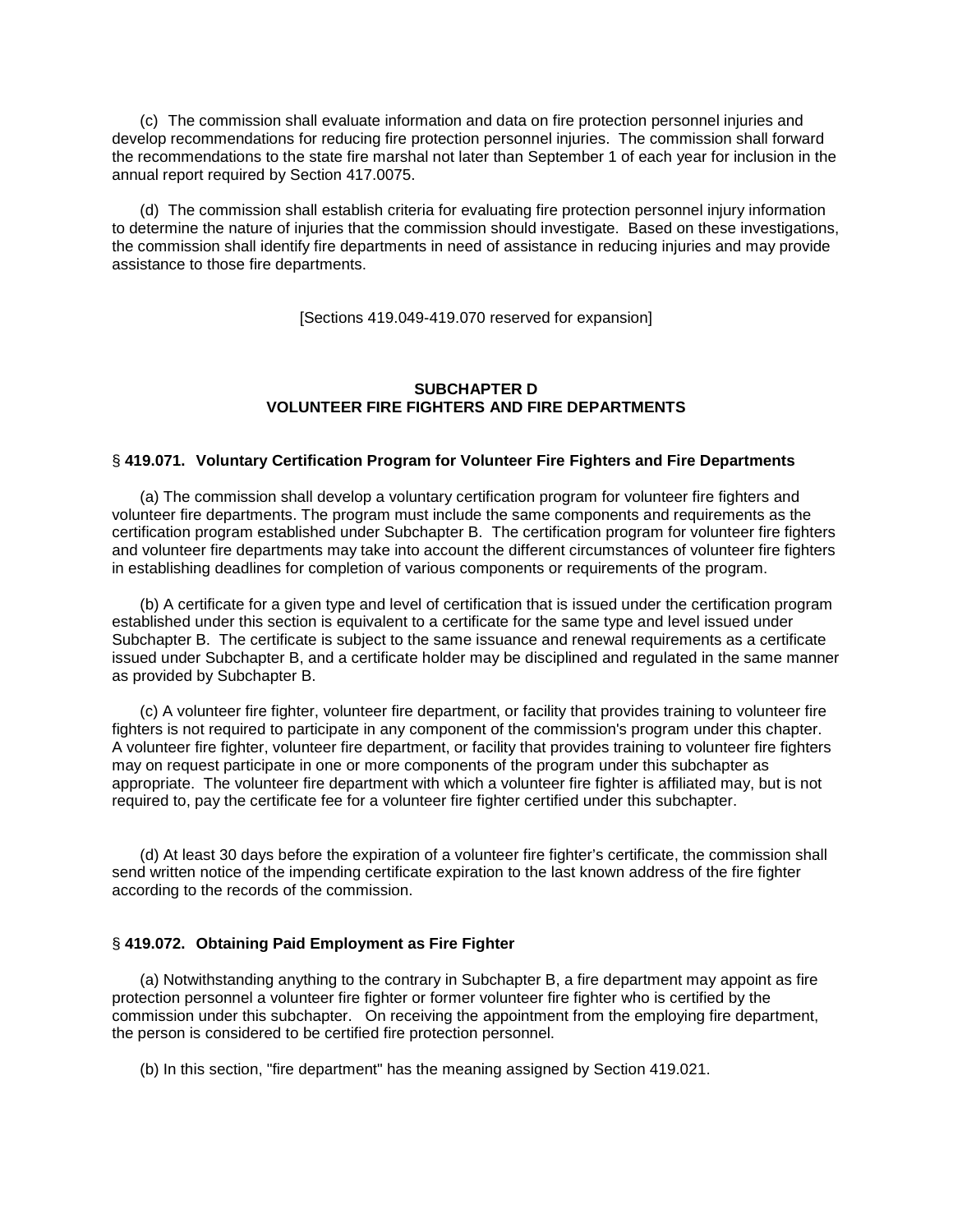(c) The commission shall evaluate information and data on fire protection personnel injuries and develop recommendations for reducing fire protection personnel injuries. The commission shall forward the recommendations to the state fire marshal not later than September 1 of each year for inclusion in the annual report required by Section 417.0075.

(d) The commission shall establish criteria for evaluating fire protection personnel injury information to determine the nature of injuries that the commission should investigate. Based on these investigations, the commission shall identify fire departments in need of assistance in reducing injuries and may provide assistance to those fire departments.

[Sections 419.049-419.070 reserved for expansion]

## SUBCHAPTER D
## VOLUNTEER FIRE FIGHTERS AND FIRE DEPARTMENTS

### § 419.071. Voluntary Certification Program for Volunteer Fire Fighters and Fire Departments

(a) The commission shall develop a voluntary certification program for volunteer fire fighters and volunteer fire departments. The program must include the same components and requirements as the certification program established under Subchapter B. The certification program for volunteer fire fighters and volunteer fire departments may take into account the different circumstances of volunteer fire fighters in establishing deadlines for completion of various components or requirements of the program.

(b) A certificate for a given type and level of certification that is issued under the certification program established under this section is equivalent to a certificate for the same type and level issued under Subchapter B. The certificate is subject to the same issuance and renewal requirements as a certificate issued under Subchapter B, and a certificate holder may be disciplined and regulated in the same manner as provided by Subchapter B.

(c) A volunteer fire fighter, volunteer fire department, or facility that provides training to volunteer fire fighters is not required to participate in any component of the commission's program under this chapter. A volunteer fire fighter, volunteer fire department, or facility that provides training to volunteer fire fighters may on request participate in one or more components of the program under this subchapter as appropriate. The volunteer fire department with which a volunteer fire fighter is affiliated may, but is not required to, pay the certificate fee for a volunteer fire fighter certified under this subchapter.

(d) At least 30 days before the expiration of a volunteer fire fighter's certificate, the commission shall send written notice of the impending certificate expiration to the last known address of the fire fighter according to the records of the commission.

### § 419.072. Obtaining Paid Employment as Fire Fighter

(a) Notwithstanding anything to the contrary in Subchapter B, a fire department may appoint as fire protection personnel a volunteer fire fighter or former volunteer fire fighter who is certified by the commission under this subchapter. On receiving the appointment from the employing fire department, the person is considered to be certified fire protection personnel.

(b) In this section, "fire department" has the meaning assigned by Section 419.021.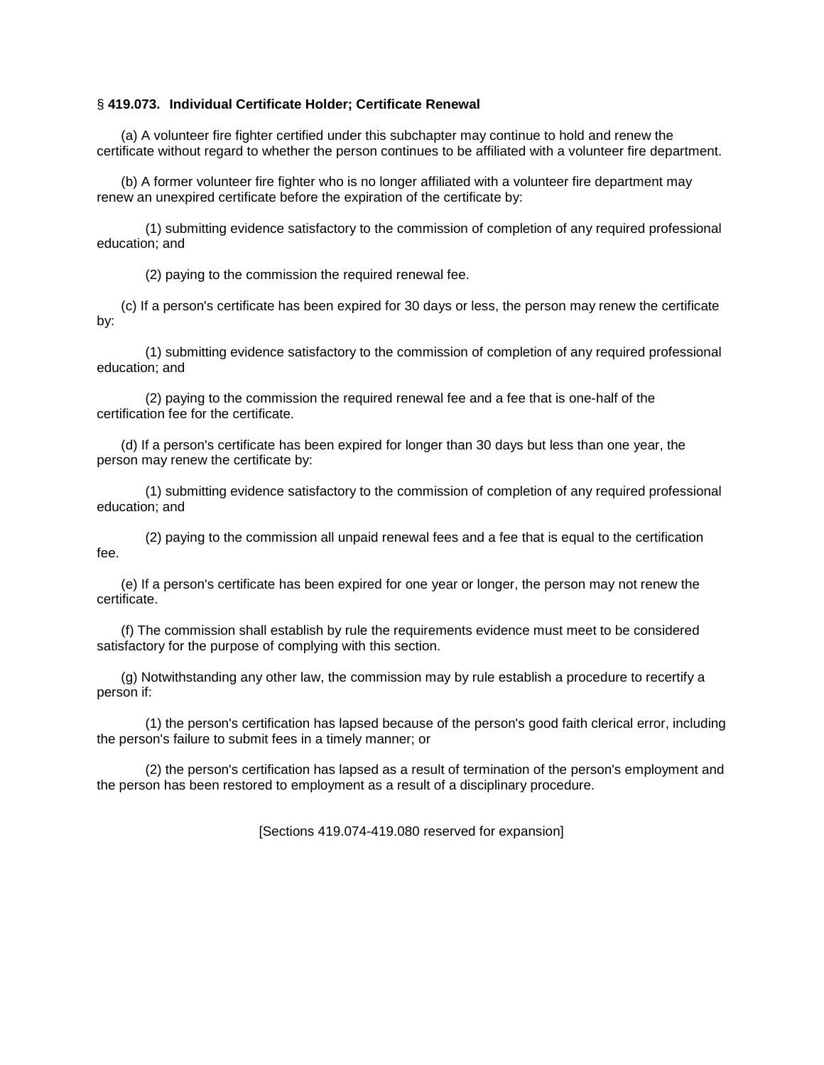§ **419.073. Individual Certificate Holder; Certificate Renewal**

(a) A volunteer fire fighter certified under this subchapter may continue to hold and renew the certificate without regard to whether the person continues to be affiliated with a volunteer fire department.

(b) A former volunteer fire fighter who is no longer affiliated with a volunteer fire department may renew an unexpired certificate before the expiration of the certificate by:

(1) submitting evidence satisfactory to the commission of completion of any required professional education; and

(2) paying to the commission the required renewal fee.

(c) If a person's certificate has been expired for 30 days or less, the person may renew the certificate by:

(1) submitting evidence satisfactory to the commission of completion of any required professional education; and

(2) paying to the commission the required renewal fee and a fee that is one-half of the certification fee for the certificate.

(d) If a person's certificate has been expired for longer than 30 days but less than one year, the person may renew the certificate by:

(1) submitting evidence satisfactory to the commission of completion of any required professional education; and

(2) paying to the commission all unpaid renewal fees and a fee that is equal to the certification fee.

(e) If a person's certificate has been expired for one year or longer, the person may not renew the certificate.

(f) The commission shall establish by rule the requirements evidence must meet to be considered satisfactory for the purpose of complying with this section.

(g) Notwithstanding any other law, the commission may by rule establish a procedure to recertify a person if:

(1) the person's certification has lapsed because of the person's good faith clerical error, including the person's failure to submit fees in a timely manner; or

(2) the person's certification has lapsed as a result of termination of the person's employment and the person has been restored to employment as a result of a disciplinary procedure.

[Sections 419.074-419.080 reserved for expansion]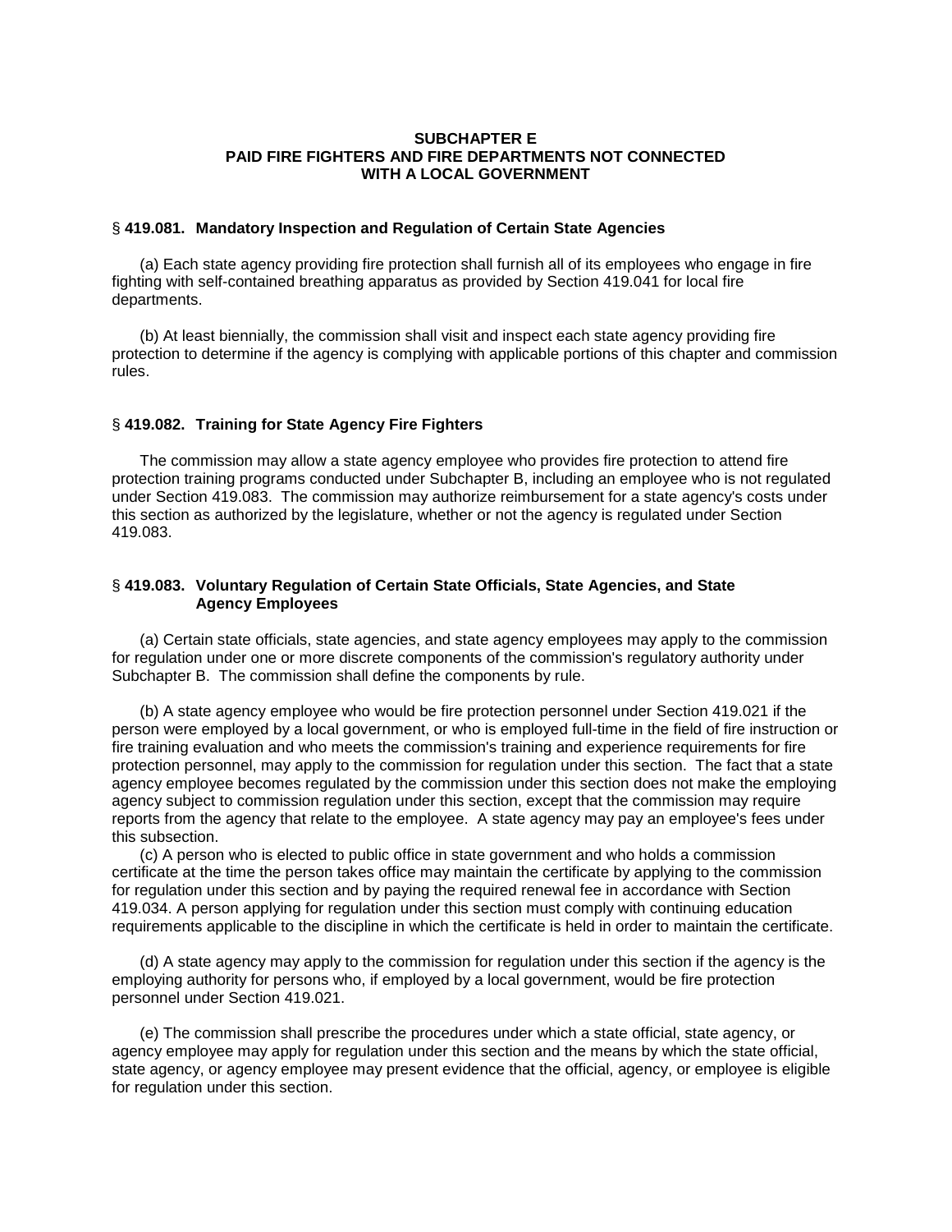## SUBCHAPTER E
## PAID FIRE FIGHTERS AND FIRE DEPARTMENTS NOT CONNECTED WITH A LOCAL GOVERNMENT

### § 419.081. Mandatory Inspection and Regulation of Certain State Agencies

(a) Each state agency providing fire protection shall furnish all of its employees who engage in fire fighting with self-contained breathing apparatus as provided by Section 419.041 for local fire departments.

(b) At least biennially, the commission shall visit and inspect each state agency providing fire protection to determine if the agency is complying with applicable portions of this chapter and commission rules.

### § 419.082. Training for State Agency Fire Fighters

The commission may allow a state agency employee who provides fire protection to attend fire protection training programs conducted under Subchapter B, including an employee who is not regulated under Section 419.083. The commission may authorize reimbursement for a state agency's costs under this section as authorized by the legislature, whether or not the agency is regulated under Section 419.083.

### § 419.083. Voluntary Regulation of Certain State Officials, State Agencies, and State Agency Employees

(a) Certain state officials, state agencies, and state agency employees may apply to the commission for regulation under one or more discrete components of the commission's regulatory authority under Subchapter B. The commission shall define the components by rule.

(b) A state agency employee who would be fire protection personnel under Section 419.021 if the person were employed by a local government, or who is employed full-time in the field of fire instruction or fire training evaluation and who meets the commission's training and experience requirements for fire protection personnel, may apply to the commission for regulation under this section. The fact that a state agency employee becomes regulated by the commission under this section does not make the employing agency subject to commission regulation under this section, except that the commission may require reports from the agency that relate to the employee. A state agency may pay an employee's fees under this subsection.

(c) A person who is elected to public office in state government and who holds a commission certificate at the time the person takes office may maintain the certificate by applying to the commission for regulation under this section and by paying the required renewal fee in accordance with Section 419.034. A person applying for regulation under this section must comply with continuing education requirements applicable to the discipline in which the certificate is held in order to maintain the certificate.

(d) A state agency may apply to the commission for regulation under this section if the agency is the employing authority for persons who, if employed by a local government, would be fire protection personnel under Section 419.021.

(e) The commission shall prescribe the procedures under which a state official, state agency, or agency employee may apply for regulation under this section and the means by which the state official, state agency, or agency employee may present evidence that the official, agency, or employee is eligible for regulation under this section.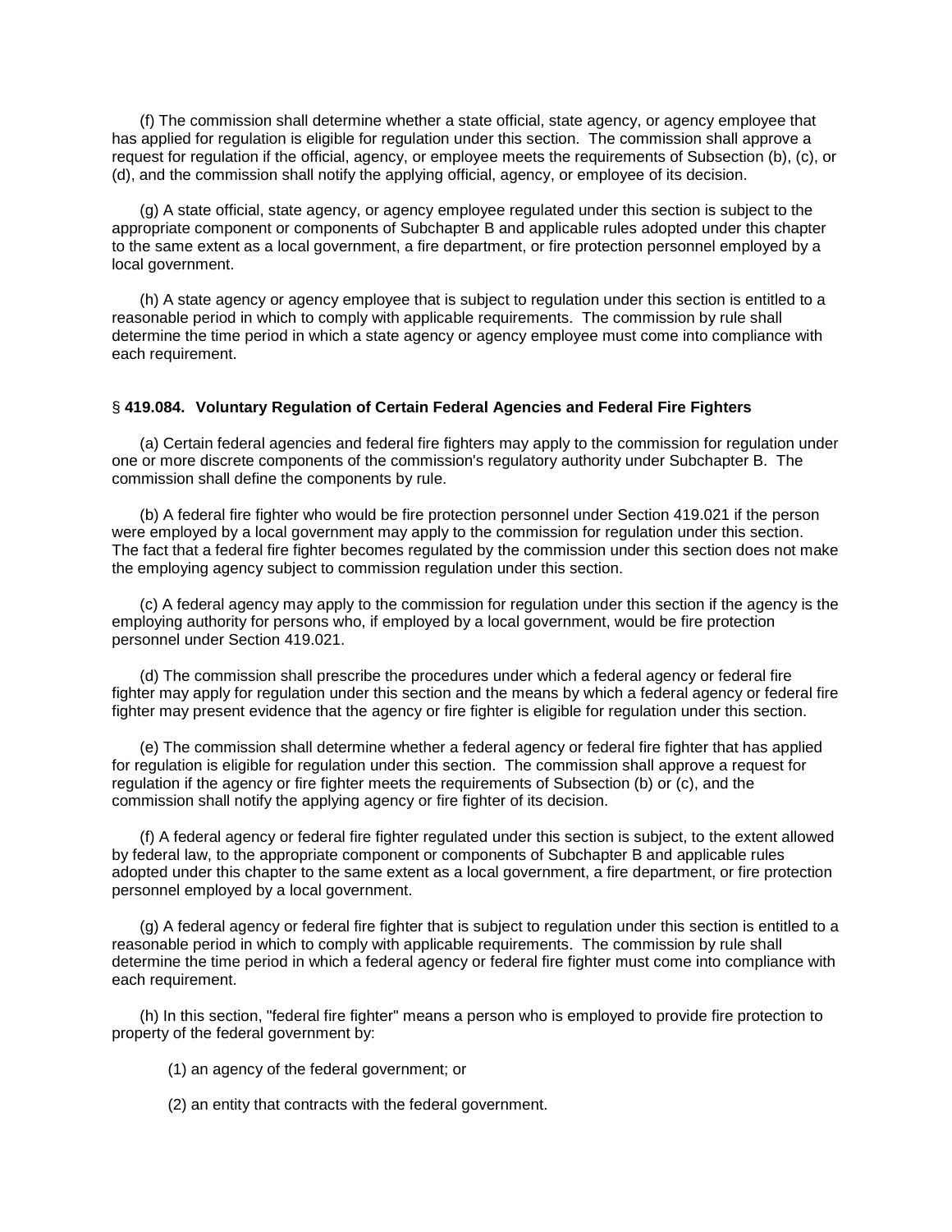(f) The commission shall determine whether a state official, state agency, or agency employee that has applied for regulation is eligible for regulation under this section. The commission shall approve a request for regulation if the official, agency, or employee meets the requirements of Subsection (b), (c), or (d), and the commission shall notify the applying official, agency, or employee of its decision.

(g) A state official, state agency, or agency employee regulated under this section is subject to the appropriate component or components of Subchapter B and applicable rules adopted under this chapter to the same extent as a local government, a fire department, or fire protection personnel employed by a local government.

(h) A state agency or agency employee that is subject to regulation under this section is entitled to a reasonable period in which to comply with applicable requirements. The commission by rule shall determine the time period in which a state agency or agency employee must come into compliance with each requirement.

§ **419.084. Voluntary Regulation of Certain Federal Agencies and Federal Fire Fighters**

(a) Certain federal agencies and federal fire fighters may apply to the commission for regulation under one or more discrete components of the commission's regulatory authority under Subchapter B. The commission shall define the components by rule.

(b) A federal fire fighter who would be fire protection personnel under Section 419.021 if the person were employed by a local government may apply to the commission for regulation under this section. The fact that a federal fire fighter becomes regulated by the commission under this section does not make the employing agency subject to commission regulation under this section.

(c) A federal agency may apply to the commission for regulation under this section if the agency is the employing authority for persons who, if employed by a local government, would be fire protection personnel under Section 419.021.

(d) The commission shall prescribe the procedures under which a federal agency or federal fire fighter may apply for regulation under this section and the means by which a federal agency or federal fire fighter may present evidence that the agency or fire fighter is eligible for regulation under this section.

(e) The commission shall determine whether a federal agency or federal fire fighter that has applied for regulation is eligible for regulation under this section. The commission shall approve a request for regulation if the agency or fire fighter meets the requirements of Subsection (b) or (c), and the commission shall notify the applying agency or fire fighter of its decision.

(f) A federal agency or federal fire fighter regulated under this section is subject, to the extent allowed by federal law, to the appropriate component or components of Subchapter B and applicable rules adopted under this chapter to the same extent as a local government, a fire department, or fire protection personnel employed by a local government.

(g) A federal agency or federal fire fighter that is subject to regulation under this section is entitled to a reasonable period in which to comply with applicable requirements. The commission by rule shall determine the time period in which a federal agency or federal fire fighter must come into compliance with each requirement.

(h) In this section, "federal fire fighter" means a person who is employed to provide fire protection to property of the federal government by:

(1) an agency of the federal government; or

(2) an entity that contracts with the federal government.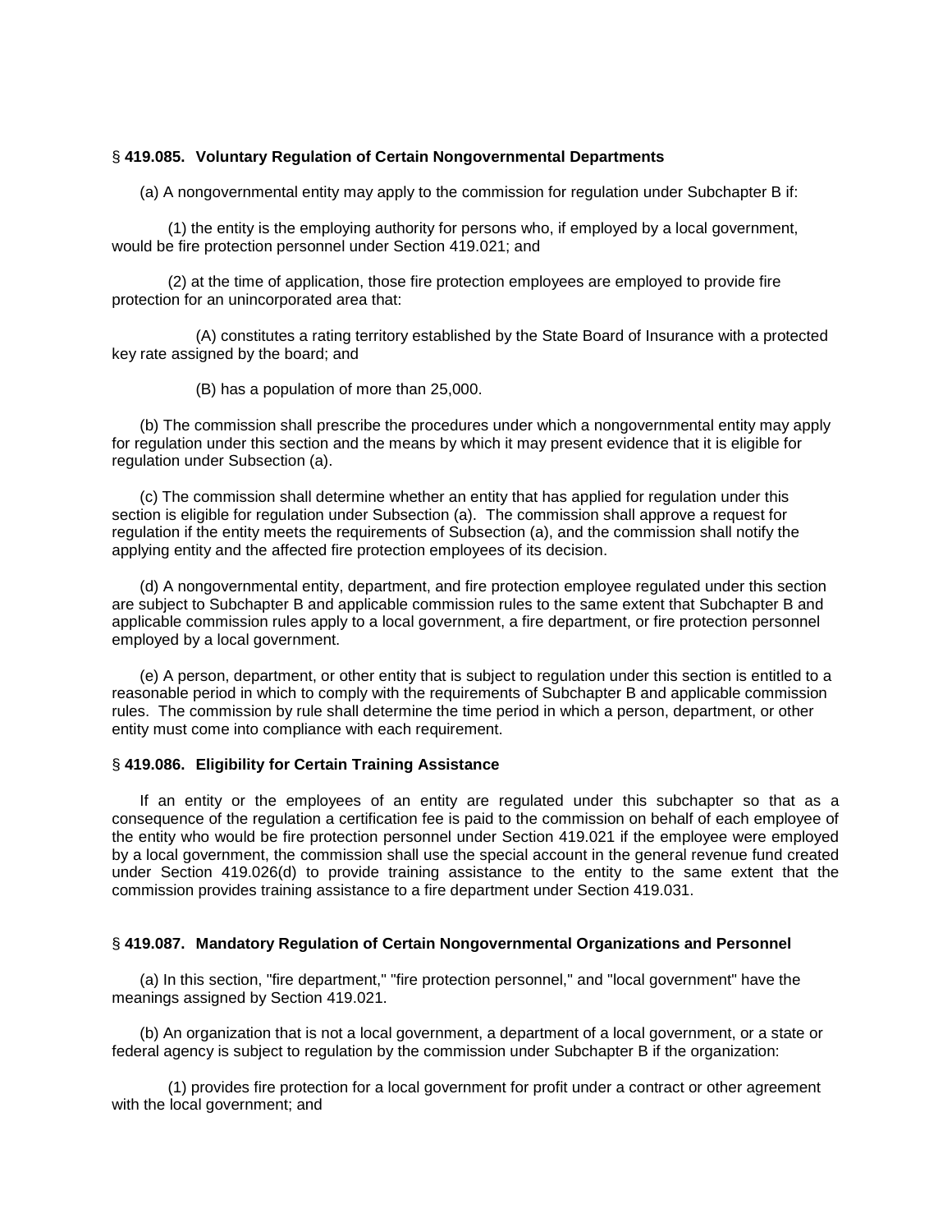### § 419.085. Voluntary Regulation of Certain Nongovernmental Departments

(a) A nongovernmental entity may apply to the commission for regulation under Subchapter B if:

(1) the entity is the employing authority for persons who, if employed by a local government, would be fire protection personnel under Section 419.021; and

(2) at the time of application, those fire protection employees are employed to provide fire protection for an unincorporated area that:

(A) constitutes a rating territory established by the State Board of Insurance with a protected key rate assigned by the board; and

(B) has a population of more than 25,000.

(b) The commission shall prescribe the procedures under which a nongovernmental entity may apply for regulation under this section and the means by which it may present evidence that it is eligible for regulation under Subsection (a).

(c) The commission shall determine whether an entity that has applied for regulation under this section is eligible for regulation under Subsection (a). The commission shall approve a request for regulation if the entity meets the requirements of Subsection (a), and the commission shall notify the applying entity and the affected fire protection employees of its decision.

(d) A nongovernmental entity, department, and fire protection employee regulated under this section are subject to Subchapter B and applicable commission rules to the same extent that Subchapter B and applicable commission rules apply to a local government, a fire department, or fire protection personnel employed by a local government.

(e) A person, department, or other entity that is subject to regulation under this section is entitled to a reasonable period in which to comply with the requirements of Subchapter B and applicable commission rules. The commission by rule shall determine the time period in which a person, department, or other entity must come into compliance with each requirement.

### § 419.086. Eligibility for Certain Training Assistance

If an entity or the employees of an entity are regulated under this subchapter so that as a consequence of the regulation a certification fee is paid to the commission on behalf of each employee of the entity who would be fire protection personnel under Section 419.021 if the employee were employed by a local government, the commission shall use the special account in the general revenue fund created under Section 419.026(d) to provide training assistance to the entity to the same extent that the commission provides training assistance to a fire department under Section 419.031.

### § 419.087. Mandatory Regulation of Certain Nongovernmental Organizations and Personnel

(a) In this section, "fire department," "fire protection personnel," and "local government" have the meanings assigned by Section 419.021.

(b) An organization that is not a local government, a department of a local government, or a state or federal agency is subject to regulation by the commission under Subchapter B if the organization:

(1) provides fire protection for a local government for profit under a contract or other agreement with the local government; and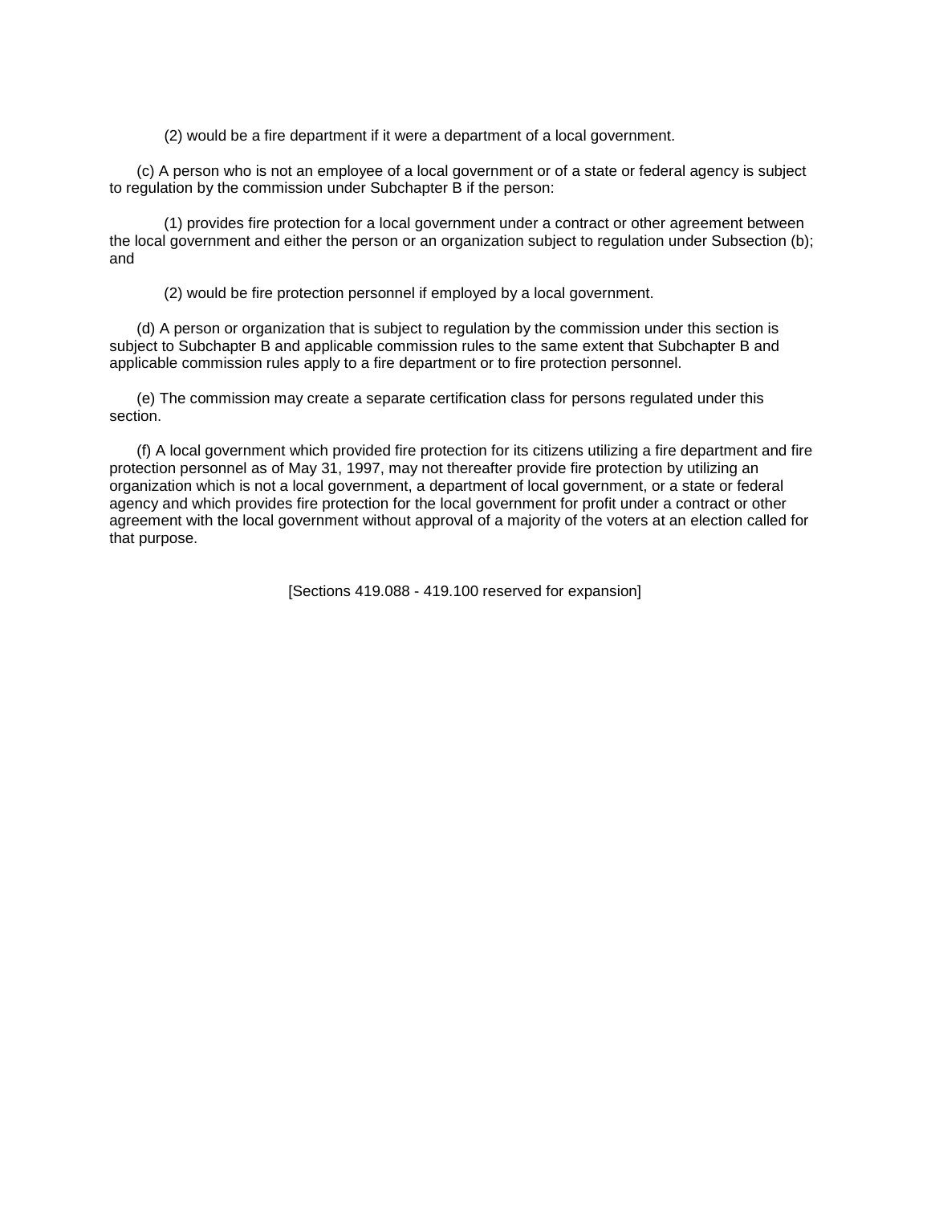(2) would be a fire department if it were a department of a local government.

(c) A person who is not an employee of a local government or of a state or federal agency is subject to regulation by the commission under Subchapter B if the person:

(1) provides fire protection for a local government under a contract or other agreement between the local government and either the person or an organization subject to regulation under Subsection (b); and

(2) would be fire protection personnel if employed by a local government.

(d) A person or organization that is subject to regulation by the commission under this section is subject to Subchapter B and applicable commission rules to the same extent that Subchapter B and applicable commission rules apply to a fire department or to fire protection personnel.

(e) The commission may create a separate certification class for persons regulated under this section.

(f) A local government which provided fire protection for its citizens utilizing a fire department and fire protection personnel as of May 31, 1997, may not thereafter provide fire protection by utilizing an organization which is not a local government, a department of local government, or a state or federal agency and which provides fire protection for the local government for profit under a contract or other agreement with the local government without approval of a majority of the voters at an election called for that purpose.

[Sections 419.088 - 419.100 reserved for expansion]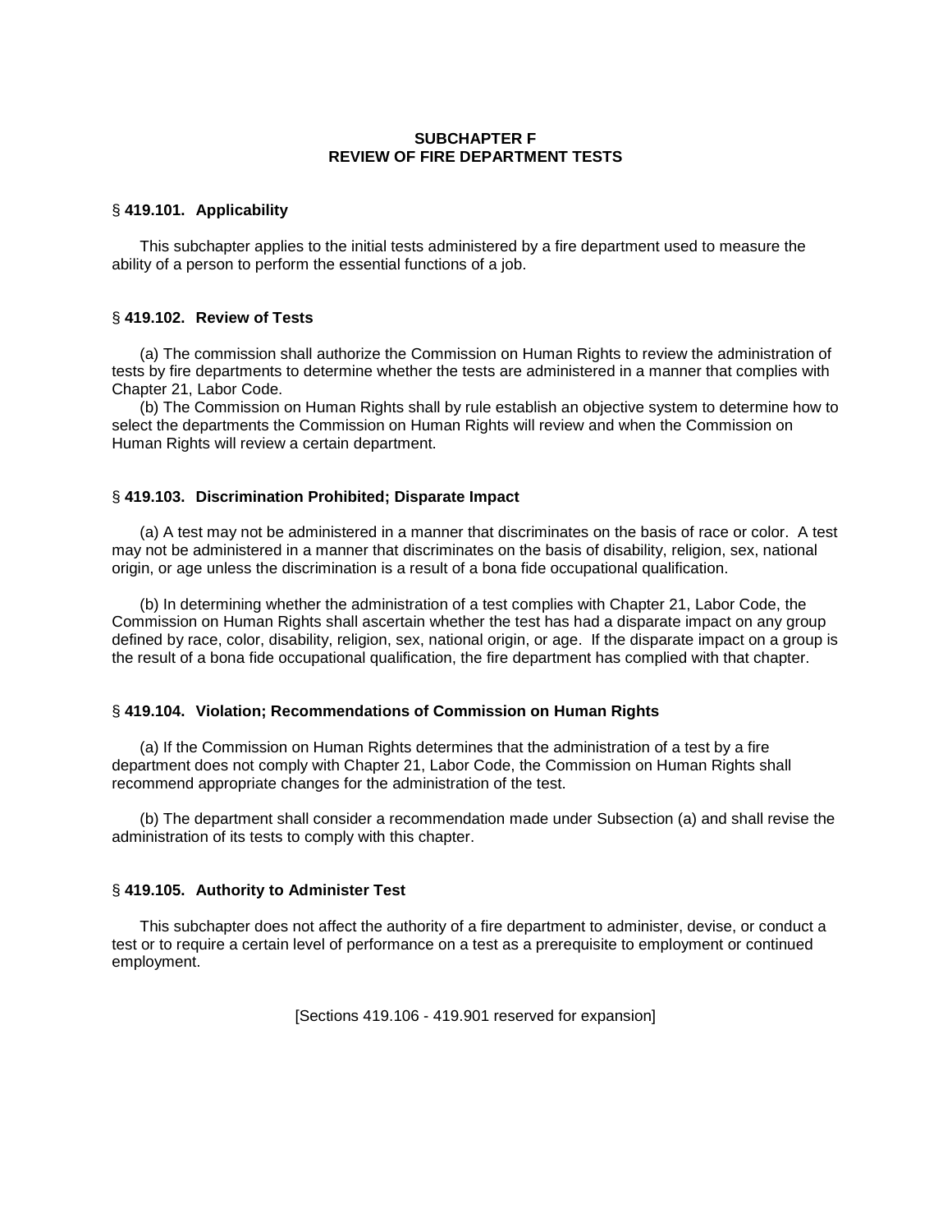## SUBCHAPTER F
## REVIEW OF FIRE DEPARTMENT TESTS

### § 419.101. Applicability

This subchapter applies to the initial tests administered by a fire department used to measure the ability of a person to perform the essential functions of a job.

### § 419.102. Review of Tests

(a) The commission shall authorize the Commission on Human Rights to review the administration of tests by fire departments to determine whether the tests are administered in a manner that complies with Chapter 21, Labor Code.

(b) The Commission on Human Rights shall by rule establish an objective system to determine how to select the departments the Commission on Human Rights will review and when the Commission on Human Rights will review a certain department.

### § 419.103. Discrimination Prohibited; Disparate Impact

(a) A test may not be administered in a manner that discriminates on the basis of race or color. A test may not be administered in a manner that discriminates on the basis of disability, religion, sex, national origin, or age unless the discrimination is a result of a bona fide occupational qualification.

(b) In determining whether the administration of a test complies with Chapter 21, Labor Code, the Commission on Human Rights shall ascertain whether the test has had a disparate impact on any group defined by race, color, disability, religion, sex, national origin, or age. If the disparate impact on a group is the result of a bona fide occupational qualification, the fire department has complied with that chapter.

### § 419.104. Violation; Recommendations of Commission on Human Rights

(a) If the Commission on Human Rights determines that the administration of a test by a fire department does not comply with Chapter 21, Labor Code, the Commission on Human Rights shall recommend appropriate changes for the administration of the test.

(b) The department shall consider a recommendation made under Subsection (a) and shall revise the administration of its tests to comply with this chapter.

### § 419.105. Authority to Administer Test

This subchapter does not affect the authority of a fire department to administer, devise, or conduct a test or to require a certain level of performance on a test as a prerequisite to employment or continued employment.

[Sections 419.106 - 419.901 reserved for expansion]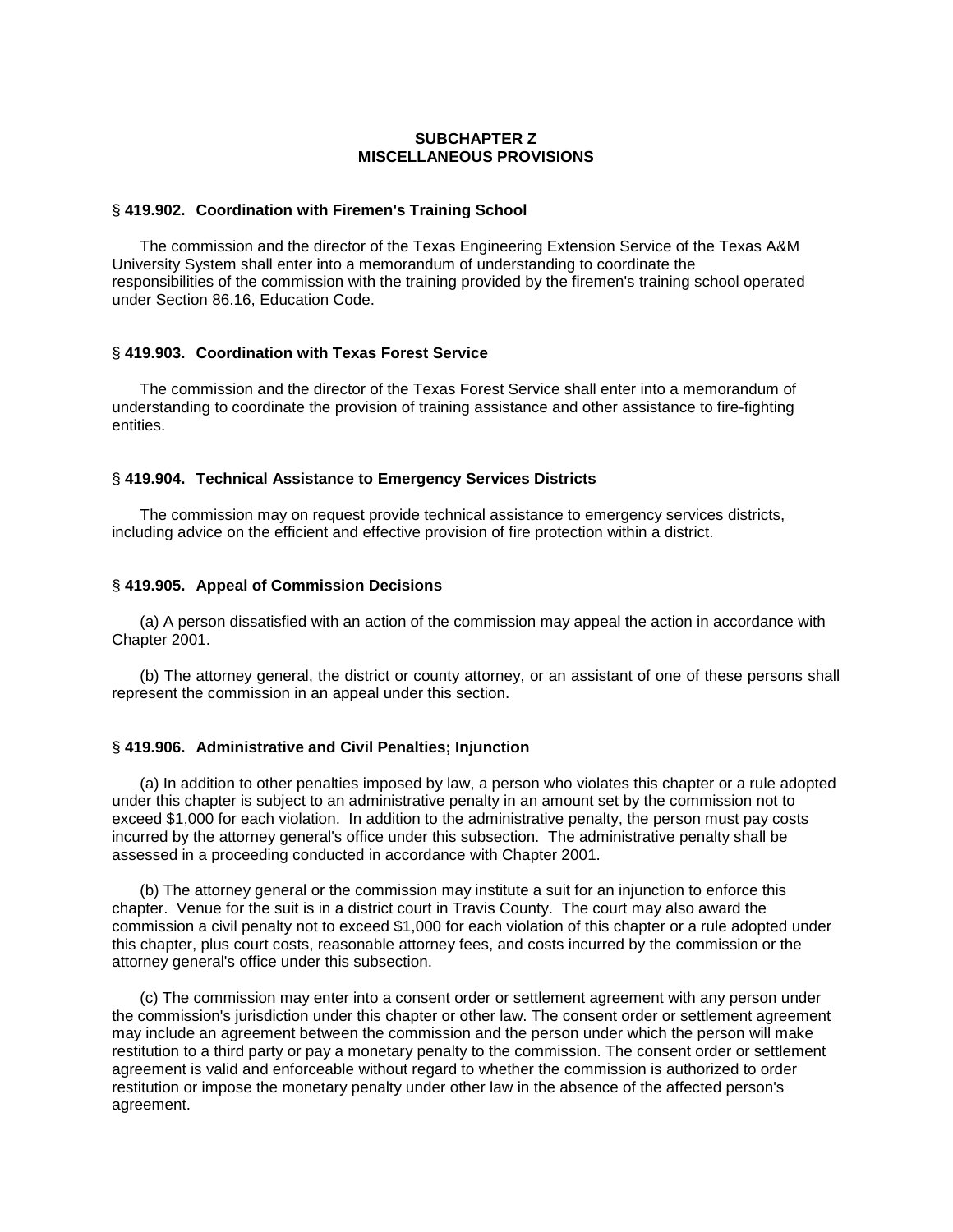## SUBCHAPTER Z
## MISCELLANEOUS PROVISIONS

### § **419.902. Coordination with Firemen's Training School**

The commission and the director of the Texas Engineering Extension Service of the Texas A&M University System shall enter into a memorandum of understanding to coordinate the responsibilities of the commission with the training provided by the firemen's training school operated under Section 86.16, Education Code.

### § **419.903. Coordination with Texas Forest Service**

The commission and the director of the Texas Forest Service shall enter into a memorandum of understanding to coordinate the provision of training assistance and other assistance to fire-fighting entities.

### § **419.904. Technical Assistance to Emergency Services Districts**

The commission may on request provide technical assistance to emergency services districts, including advice on the efficient and effective provision of fire protection within a district.

### § **419.905. Appeal of Commission Decisions**

(a) A person dissatisfied with an action of the commission may appeal the action in accordance with Chapter 2001.

(b) The attorney general, the district or county attorney, or an assistant of one of these persons shall represent the commission in an appeal under this section.

### § **419.906. Administrative and Civil Penalties; Injunction**

(a) In addition to other penalties imposed by law, a person who violates this chapter or a rule adopted under this chapter is subject to an administrative penalty in an amount set by the commission not to exceed $1,000 for each violation. In addition to the administrative penalty, the person must pay costs incurred by the attorney general's office under this subsection. The administrative penalty shall be assessed in a proceeding conducted in accordance with Chapter 2001.

(b) The attorney general or the commission may institute a suit for an injunction to enforce this chapter. Venue for the suit is in a district court in Travis County. The court may also award the commission a civil penalty not to exceed $1,000 for each violation of this chapter or a rule adopted under this chapter, plus court costs, reasonable attorney fees, and costs incurred by the commission or the attorney general's office under this subsection.

(c) The commission may enter into a consent order or settlement agreement with any person under the commission's jurisdiction under this chapter or other law. The consent order or settlement agreement may include an agreement between the commission and the person under which the person will make restitution to a third party or pay a monetary penalty to the commission. The consent order or settlement agreement is valid and enforceable without regard to whether the commission is authorized to order restitution or impose the monetary penalty under other law in the absence of the affected person's agreement.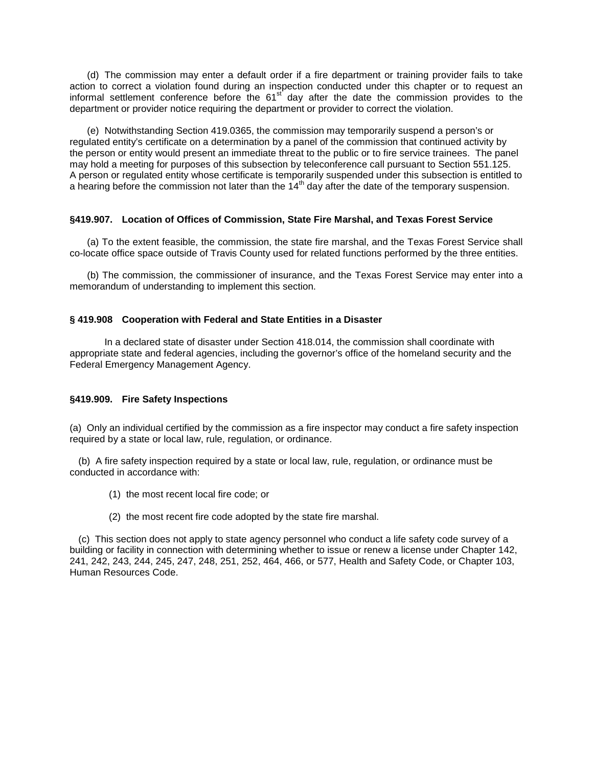(d) The commission may enter a default order if a fire department or training provider fails to take action to correct a violation found during an inspection conducted under this chapter or to request an informal settlement conference before the 61st day after the date the commission provides to the department or provider notice requiring the department or provider to correct the violation.

(e) Notwithstanding Section 419.0365, the commission may temporarily suspend a person's or regulated entity's certificate on a determination by a panel of the commission that continued activity by the person or entity would present an immediate threat to the public or to fire service trainees. The panel may hold a meeting for purposes of this subsection by teleconference call pursuant to Section 551.125. A person or regulated entity whose certificate is temporarily suspended under this subsection is entitled to a hearing before the commission not later than the 14th day after the date of the temporary suspension.

### §419.907. Location of Offices of Commission, State Fire Marshal, and Texas Forest Service

(a) To the extent feasible, the commission, the state fire marshal, and the Texas Forest Service shall co-locate office space outside of Travis County used for related functions performed by the three entities.

(b) The commission, the commissioner of insurance, and the Texas Forest Service may enter into a memorandum of understanding to implement this section.

### § 419.908 Cooperation with Federal and State Entities in a Disaster

In a declared state of disaster under Section 418.014, the commission shall coordinate with appropriate state and federal agencies, including the governor's office of the homeland security and the Federal Emergency Management Agency.

### §419.909. Fire Safety Inspections

(a) Only an individual certified by the commission as a fire inspector may conduct a fire safety inspection required by a state or local law, rule, regulation, or ordinance.

(b) A fire safety inspection required by a state or local law, rule, regulation, or ordinance must be conducted in accordance with:

(1) the most recent local fire code; or

(2) the most recent fire code adopted by the state fire marshal.

(c) This section does not apply to state agency personnel who conduct a life safety code survey of a building or facility in connection with determining whether to issue or renew a license under Chapter 142, 241, 242, 243, 244, 245, 247, 248, 251, 252, 464, 466, or 577, Health and Safety Code, or Chapter 103, Human Resources Code.